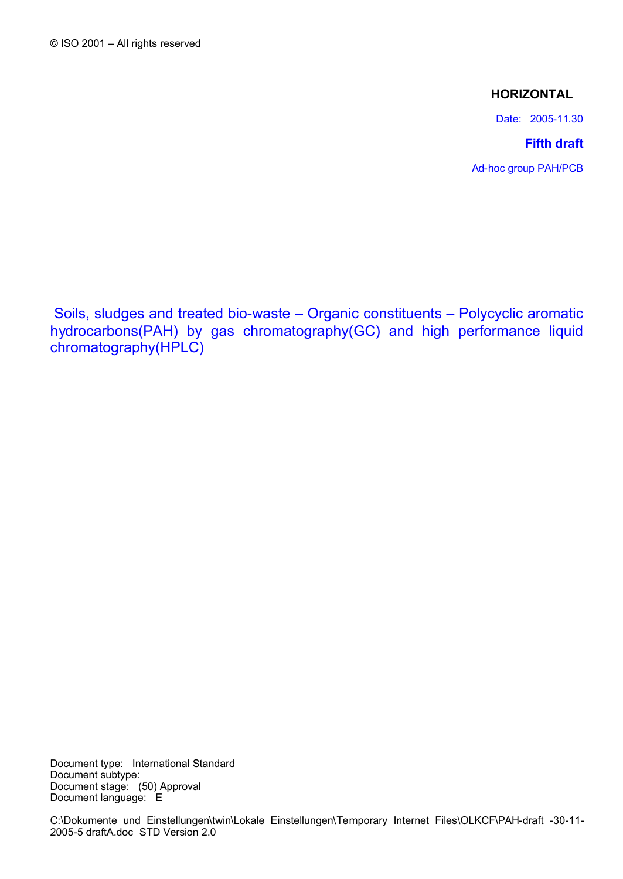© ISO 2001 – All rights reserved

**HORIZONTAL**

Date: 2005-11.30

**Fifth draft**

Ad-hoc group PAH/PCB

# Soils, sludges and treated bio-waste – Organic constituents – Polycyclic aromatic hydrocarbons(PAH) by gas chromatography(GC) and high performance liquid chromatography(HPLC)

Document type: International Standard
Document subtype:
Document stage: (50) Approval
Document language: E

C:\Dokumente und Einstellungen\twin\Lokale Einstellungen\Temporary Internet Files\OLKCF\PAH-draft -30-11-2005-5 draftA.doc STD Version 2.0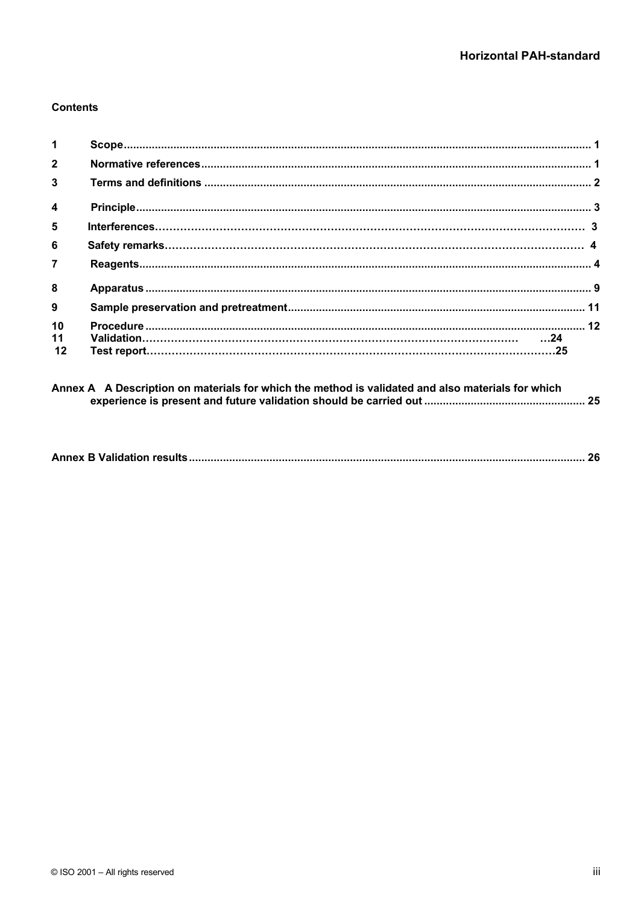**Contents**

| | | |
|---|---|---|
| 1 | Scope | 1 |
| 2 | Normative references | 1 |
| 3 | Terms and definitions | 2 |
| 4 | Principle | 3 |
| 5 | Interferences | 3 |
| 6 | Safety remarks | 4 |
| 7 | Reagents | 4 |
| 8 | Apparatus | 9 |
| 9 | Sample preservation and pretreatment | 11 |
| 10 | Procedure | 12 |
| 11 | Validation | 24 |
| 12 | Test report | 25 |

Annex A A Description on materials for which the method is validated and also materials for which experience is present and future validation should be carried out ........ 25

Annex B Validation results ........ 26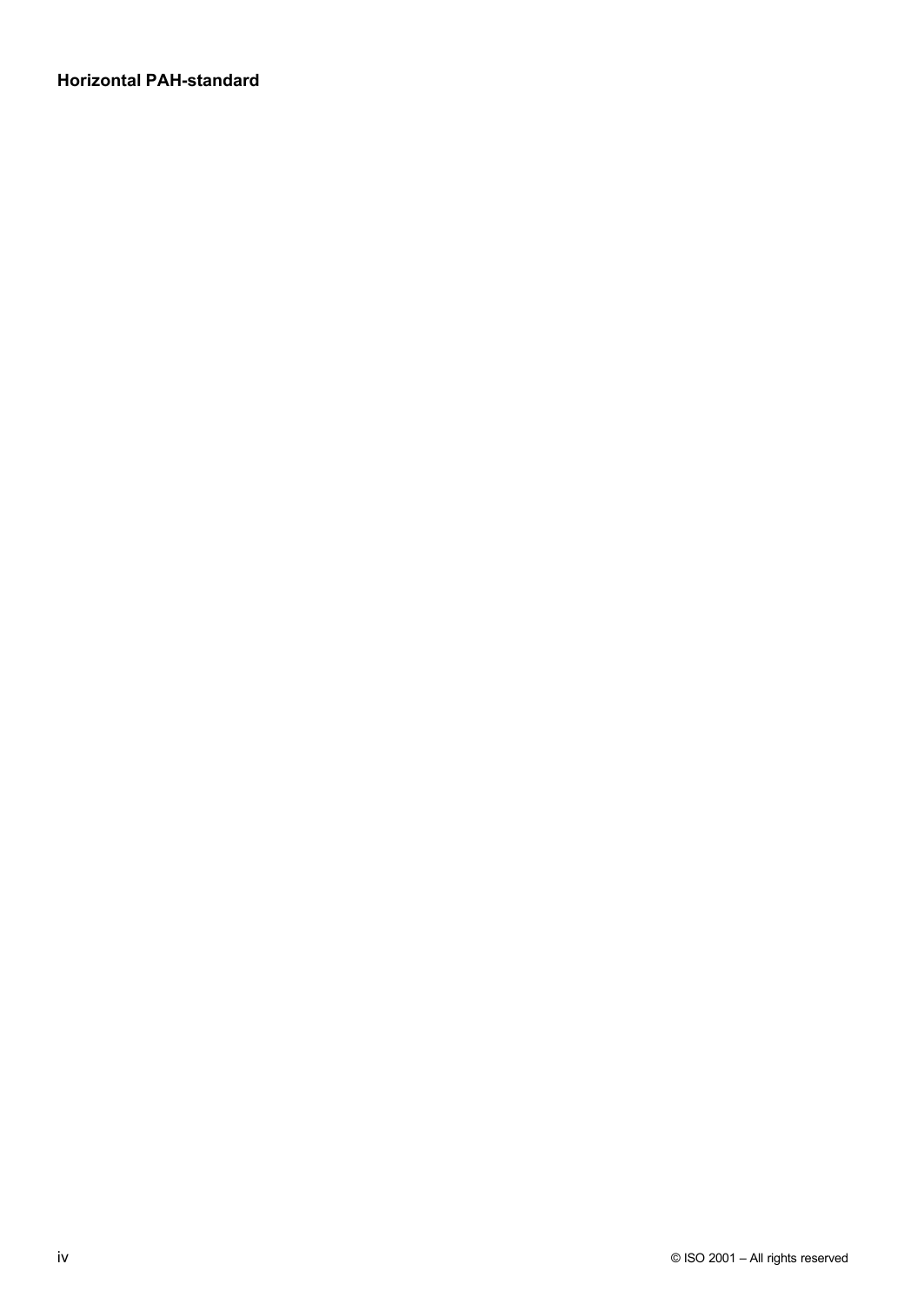**Horizontal PAH-standard**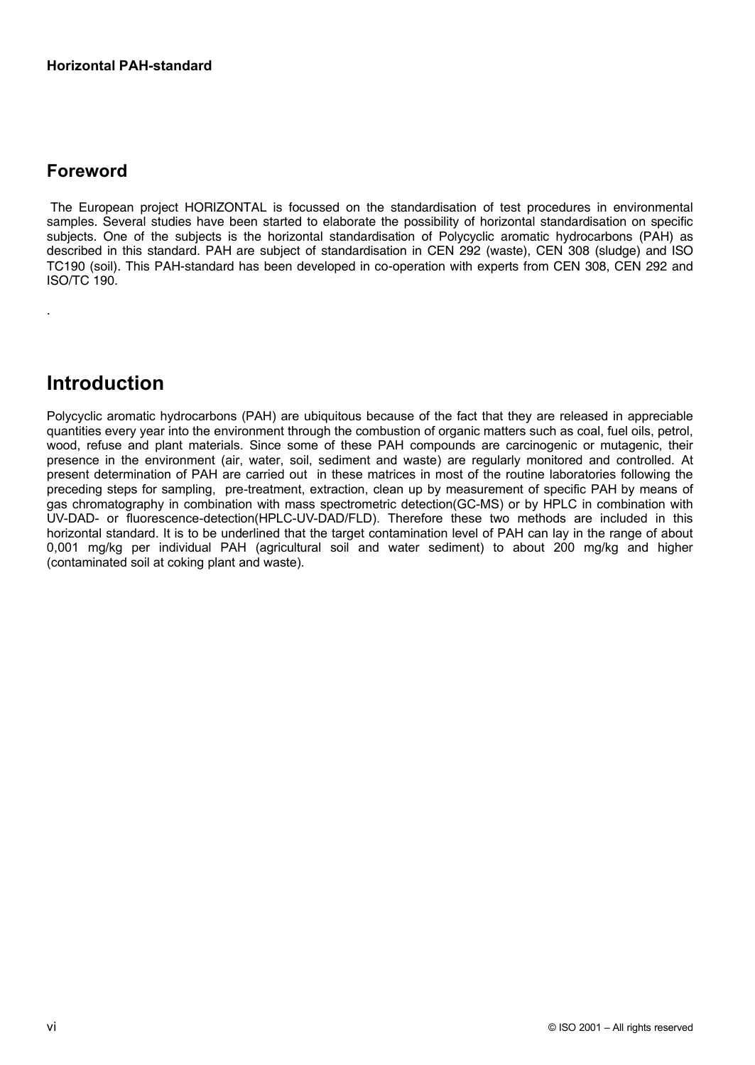## Foreword

The European project HORIZONTAL is focussed on the standardisation of test procedures in environmental samples. Several studies have been started to elaborate the possibility of horizontal standardisation on specific subjects. One of the subjects is the horizontal standardisation of Polycyclic aromatic hydrocarbons (PAH) as described in this standard. PAH are subject of standardisation in CEN 292 (waste), CEN 308 (sludge) and ISO TC190 (soil). This PAH-standard has been developed in co-operation with experts from CEN 308, CEN 292 and ISO/TC 190.

.

# Introduction

Polycyclic aromatic hydrocarbons (PAH) are ubiquitous because of the fact that they are released in appreciable quantities every year into the environment through the combustion of organic matters such as coal, fuel oils, petrol, wood, refuse and plant materials. Since some of these PAH compounds are carcinogenic or mutagenic, their presence in the environment (air, water, soil, sediment and waste) are regularly monitored and controlled. At present determination of PAH are carried out in these matrices in most of the routine laboratories following the preceding steps for sampling, pre-treatment, extraction, clean up by measurement of specific PAH by means of gas chromatography in combination with mass spectrometric detection(GC-MS) or by HPLC in combination with UV-DAD- or fluorescence-detection(HPLC-UV-DAD/FLD). Therefore these two methods are included in this horizontal standard. It is to be underlined that the target contamination level of PAH can lay in the range of about 0,001 mg/kg per individual PAH (agricultural soil and water sediment) to about 200 mg/kg and higher (contaminated soil at coking plant and waste).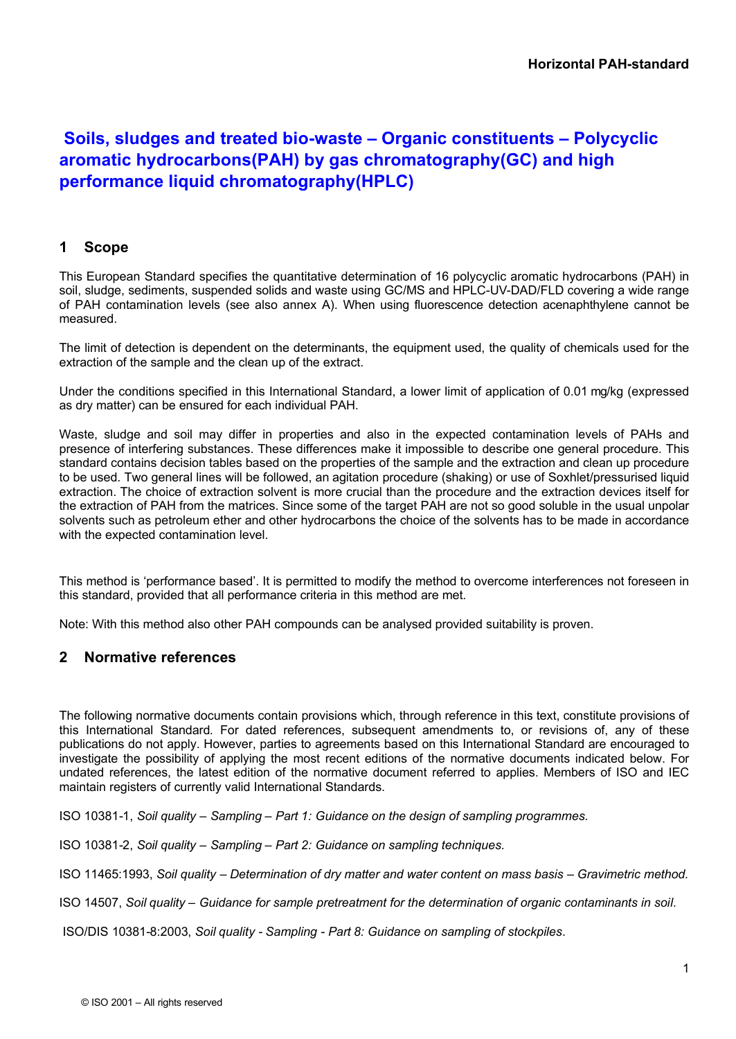# Soils, sludges and treated bio-waste – Organic constituents – Polycyclic aromatic hydrocarbons(PAH) by gas chromatography(GC) and high performance liquid chromatography(HPLC)

## 1 Scope

This European Standard specifies the quantitative determination of 16 polycyclic aromatic hydrocarbons (PAH) in soil, sludge, sediments, suspended solids and waste using GC/MS and HPLC-UV-DAD/FLD covering a wide range of PAH contamination levels (see also annex A). When using fluorescence detection acenaphthylene cannot be measured.

The limit of detection is dependent on the determinants, the equipment used, the quality of chemicals used for the extraction of the sample and the clean up of the extract.

Under the conditions specified in this International Standard, a lower limit of application of 0.01 mg/kg (expressed as dry matter) can be ensured for each individual PAH.

Waste, sludge and soil may differ in properties and also in the expected contamination levels of PAHs and presence of interfering substances. These differences make it impossible to describe one general procedure. This standard contains decision tables based on the properties of the sample and the extraction and clean up procedure to be used. Two general lines will be followed, an agitation procedure (shaking) or use of Soxhlet/pressurised liquid extraction. The choice of extraction solvent is more crucial than the procedure and the extraction devices itself for the extraction of PAH from the matrices. Since some of the target PAH are not so good soluble in the usual unpolar solvents such as petroleum ether and other hydrocarbons the choice of the solvents has to be made in accordance with the expected contamination level.

This method is 'performance based'. It is permitted to modify the method to overcome interferences not foreseen in this standard, provided that all performance criteria in this method are met.

Note: With this method also other PAH compounds can be analysed provided suitability is proven.

## 2 Normative references

The following normative documents contain provisions which, through reference in this text, constitute provisions of this International Standard. For dated references, subsequent amendments to, or revisions of, any of these publications do not apply. However, parties to agreements based on this International Standard are encouraged to investigate the possibility of applying the most recent editions of the normative documents indicated below. For undated references, the latest edition of the normative document referred to applies. Members of ISO and IEC maintain registers of currently valid International Standards.

ISO 10381-1, *Soil quality – Sampling – Part 1: Guidance on the design of sampling programmes.*

ISO 10381-2, *Soil quality – Sampling – Part 2: Guidance on sampling techniques.*

ISO 11465:1993, *Soil quality – Determination of dry matter and water content on mass basis – Gravimetric method.*

ISO 14507, *Soil quality – Guidance for sample pretreatment for the determination of organic contaminants in soil.*

ISO/DIS 10381-8:2003, *Soil quality - Sampling - Part 8: Guidance on sampling of stockpiles*.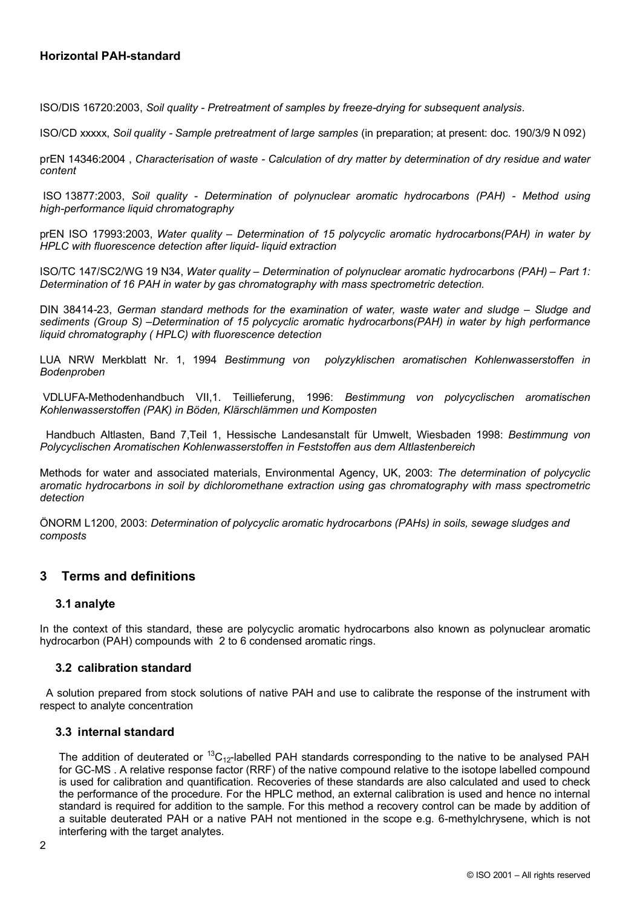ISO/DIS 16720:2003, *Soil quality - Pretreatment of samples by freeze-drying for subsequent analysis*.

ISO/CD xxxxx, *Soil quality - Sample pretreatment of large samples* (in preparation; at present: doc. 190/3/9 N 092)

prEN 14346:2004 , *Characterisation of waste - Calculation of dry matter by determination of dry residue and water content*

ISO 13877:2003, *Soil quality - Determination of polynuclear aromatic hydrocarbons (PAH) - Method using high-performance liquid chromatography*

prEN ISO 17993:2003, *Water quality – Determination of 15 polycyclic aromatic hydrocarbons(PAH) in water by HPLC with fluorescence detection after liquid- liquid extraction*

ISO/TC 147/SC2/WG 19 N34, *Water quality – Determination of polynuclear aromatic hydrocarbons (PAH) – Part 1: Determination of 16 PAH in water by gas chromatography with mass spectrometric detection.*

DIN 38414-23, *German standard methods for the examination of water, waste water and sludge – Sludge and sediments (Group S) –Determination of 15 polycyclic aromatic hydrocarbons(PAH) in water by high performance liquid chromatography ( HPLC) with fluorescence detection*

LUA NRW Merkblatt Nr. 1, 1994 *Bestimmung von polyzyklischen aromatischen Kohlenwasserstoffen in Bodenproben*

VDLUFA-Methodenhandbuch VII,1. Teillieferung, 1996: *Bestimmung von polycyclischen aromatischen Kohlenwasserstoffen (PAK) in Böden, Klärschlämmen und Komposten*

Handbuch Altlasten, Band 7,Teil 1, Hessische Landesanstalt für Umwelt, Wiesbaden 1998: *Bestimmung von Polycyclischen Aromatischen Kohlenwasserstoffen in Feststoffen aus dem Altlastenbereich*

Methods for water and associated materials, Environmental Agency, UK, 2003: *The determination of polycyclic aromatic hydrocarbons in soil by dichloromethane extraction using gas chromatography with mass spectrometric detection*

ÖNORM L1200, 2003: *Determination of polycyclic aromatic hydrocarbons (PAHs) in soils, sewage sludges and composts*

## 3 Terms and definitions

### 3.1 analyte

In the context of this standard, these are polycyclic aromatic hydrocarbons also known as polynuclear aromatic hydrocarbon (PAH) compounds with 2 to 6 condensed aromatic rings.

### 3.2 calibration standard

A solution prepared from stock solutions of native PAH and use to calibrate the response of the instrument with respect to analyte concentration

### 3.3 internal standard

The addition of deuterated or $^{13}C_{12}$-labelled PAH standards corresponding to the native to be analysed PAH for GC-MS . A relative response factor (RRF) of the native compound relative to the isotope labelled compound is used for calibration and quantification. Recoveries of these standards are also calculated and used to check the performance of the procedure. For the HPLC method, an external calibration is used and hence no internal standard is required for addition to the sample. For this method a recovery control can be made by addition of a suitable deuterated PAH or a native PAH not mentioned in the scope e.g. 6-methylchrysene, which is not interfering with the target analytes.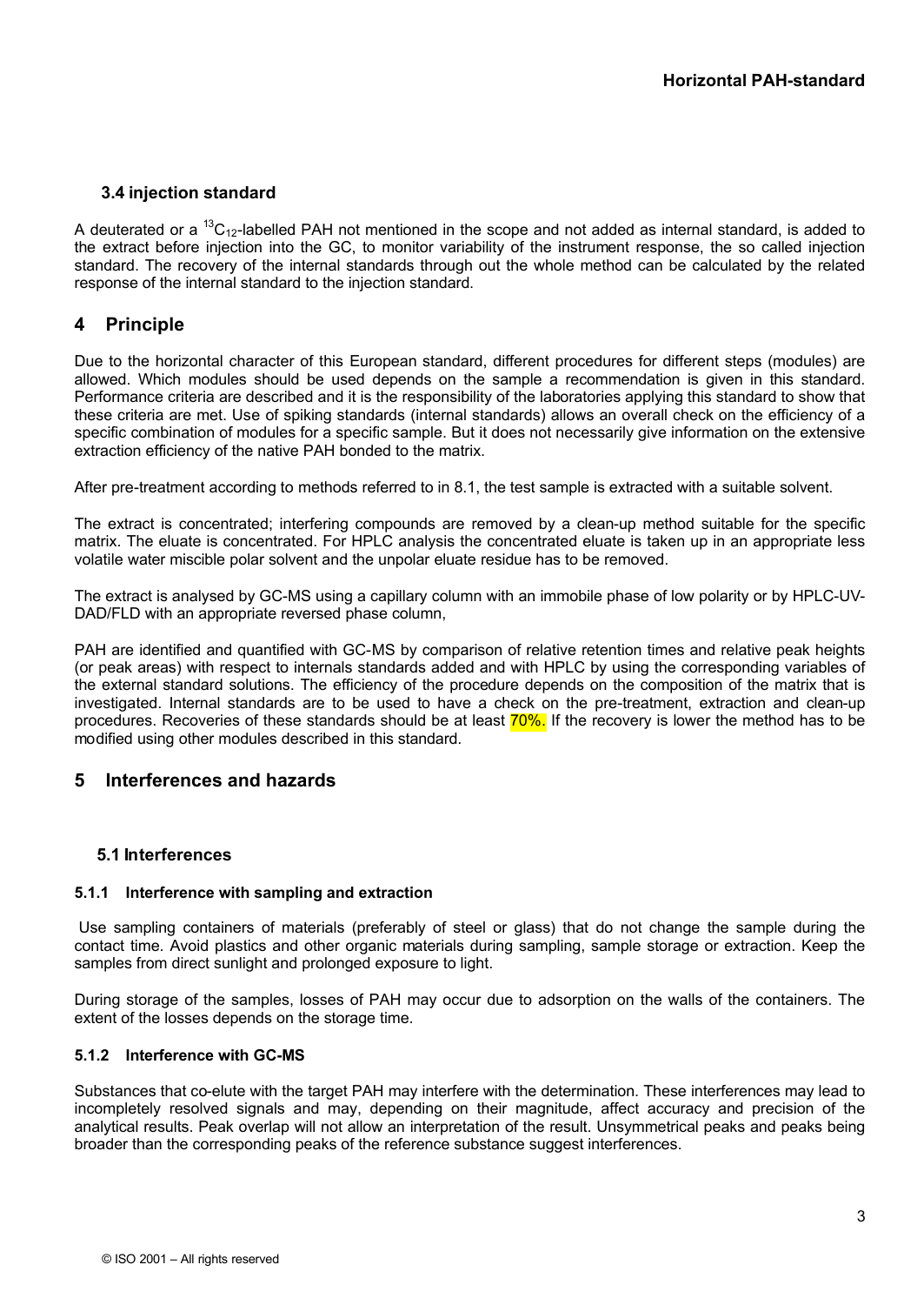### 3.4 injection standard

A deuterated or a $^{13}C_{12}$-labelled PAH not mentioned in the scope and not added as internal standard, is added to the extract before injection into the GC, to monitor variability of the instrument response, the so called injection standard. The recovery of the internal standards through out the whole method can be calculated by the related response of the internal standard to the injection standard.

## 4 Principle

Due to the horizontal character of this European standard, different procedures for different steps (modules) are allowed. Which modules should be used depends on the sample a recommendation is given in this standard. Performance criteria are described and it is the responsibility of the laboratories applying this standard to show that these criteria are met. Use of spiking standards (internal standards) allows an overall check on the efficiency of a specific combination of modules for a specific sample. But it does not necessarily give information on the extensive extraction efficiency of the native PAH bonded to the matrix.

After pre-treatment according to methods referred to in 8.1, the test sample is extracted with a suitable solvent.

The extract is concentrated; interfering compounds are removed by a clean-up method suitable for the specific matrix. The eluate is concentrated. For HPLC analysis the concentrated eluate is taken up in an appropriate less volatile water miscible polar solvent and the unpolar eluate residue has to be removed.

The extract is analysed by GC-MS using a capillary column with an immobile phase of low polarity or by HPLC-UV-DAD/FLD with an appropriate reversed phase column,

PAH are identified and quantified with GC-MS by comparison of relative retention times and relative peak heights (or peak areas) with respect to internals standards added and with HPLC by using the corresponding variables of the external standard solutions. The efficiency of the procedure depends on the composition of the matrix that is investigated. Internal standards are to be used to have a check on the pre-treatment, extraction and clean-up procedures. Recoveries of these standards should be at least 70%. If the recovery is lower the method has to be modified using other modules described in this standard.

## 5 Interferences and hazards

### 5.1 Interferences

#### 5.1.1 Interference with sampling and extraction

Use sampling containers of materials (preferably of steel or glass) that do not change the sample during the contact time. Avoid plastics and other organic materials during sampling, sample storage or extraction. Keep the samples from direct sunlight and prolonged exposure to light.

During storage of the samples, losses of PAH may occur due to adsorption on the walls of the containers. The extent of the losses depends on the storage time.

#### 5.1.2 Interference with GC-MS

Substances that co-elute with the target PAH may interfere with the determination. These interferences may lead to incompletely resolved signals and may, depending on their magnitude, affect accuracy and precision of the analytical results. Peak overlap will not allow an interpretation of the result. Unsymmetrical peaks and peaks being broader than the corresponding peaks of the reference substance suggest interferences.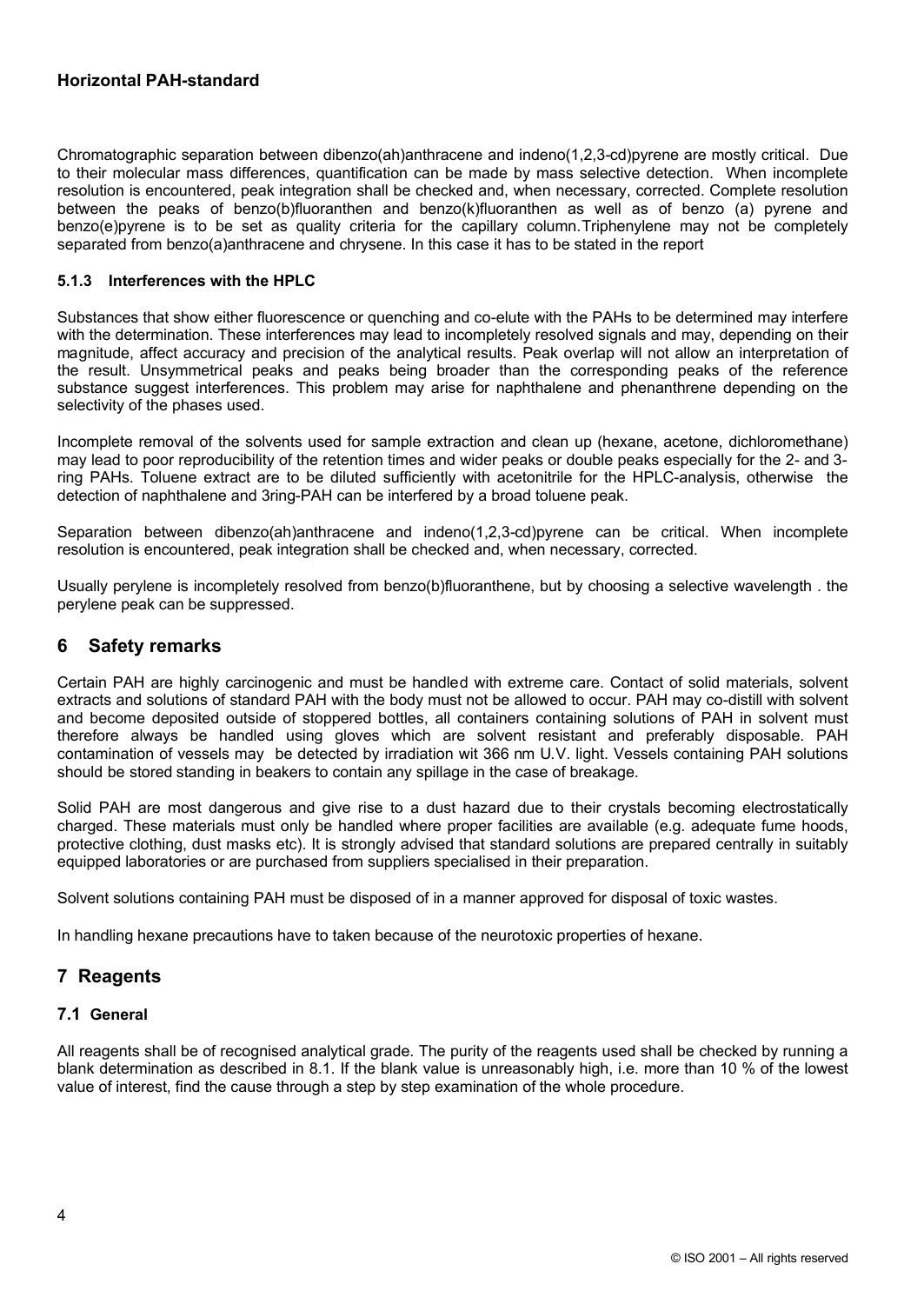Chromatographic separation between dibenzo(ah)anthracene and indeno(1,2,3-cd)pyrene are mostly critical. Due to their molecular mass differences, quantification can be made by mass selective detection. When incomplete resolution is encountered, peak integration shall be checked and, when necessary, corrected. Complete resolution between the peaks of benzo(b)fluoranthen and benzo(k)fluoranthen as well as of benzo (a) pyrene and benzo(e)pyrene is to be set as quality criteria for the capillary column.Triphenylene may not be completely separated from benzo(a)anthracene and chrysene. In this case it has to be stated in the report

### 5.1.3 Interferences with the HPLC

Substances that show either fluorescence or quenching and co-elute with the PAHs to be determined may interfere with the determination. These interferences may lead to incompletely resolved signals and may, depending on their magnitude, affect accuracy and precision of the analytical results. Peak overlap will not allow an interpretation of the result. Unsymmetrical peaks and peaks being broader than the corresponding peaks of the reference substance suggest interferences. This problem may arise for naphthalene and phenanthrene depending on the selectivity of the phases used.

Incomplete removal of the solvents used for sample extraction and clean up (hexane, acetone, dichloromethane) may lead to poor reproducibility of the retention times and wider peaks or double peaks especially for the 2- and 3-ring PAHs. Toluene extract are to be diluted sufficiently with acetonitrile for the HPLC-analysis, otherwise the detection of naphthalene and 3ring-PAH can be interfered by a broad toluene peak.

Separation between dibenzo(ah)anthracene and indeno(1,2,3-cd)pyrene can be critical. When incomplete resolution is encountered, peak integration shall be checked and, when necessary, corrected.

Usually perylene is incompletely resolved from benzo(b)fluoranthene, but by choosing a selective wavelength . the perylene peak can be suppressed.

## 6 Safety remarks

Certain PAH are highly carcinogenic and must be handled with extreme care. Contact of solid materials, solvent extracts and solutions of standard PAH with the body must not be allowed to occur. PAH may co-distill with solvent and become deposited outside of stoppered bottles, all containers containing solutions of PAH in solvent must therefore always be handled using gloves which are solvent resistant and preferably disposable. PAH contamination of vessels may be detected by irradiation wit 366 nm U.V. light. Vessels containing PAH solutions should be stored standing in beakers to contain any spillage in the case of breakage.

Solid PAH are most dangerous and give rise to a dust hazard due to their crystals becoming electrostatically charged. These materials must only be handled where proper facilities are available (e.g. adequate fume hoods, protective clothing, dust masks etc). It is strongly advised that standard solutions are prepared centrally in suitably equipped laboratories or are purchased from suppliers specialised in their preparation.

Solvent solutions containing PAH must be disposed of in a manner approved for disposal of toxic wastes.

In handling hexane precautions have to taken because of the neurotoxic properties of hexane.

## 7 Reagents

### 7.1 General

All reagents shall be of recognised analytical grade. The purity of the reagents used shall be checked by running a blank determination as described in 8.1. If the blank value is unreasonably high, i.e. more than 10 % of the lowest value of interest, find the cause through a step by step examination of the whole procedure.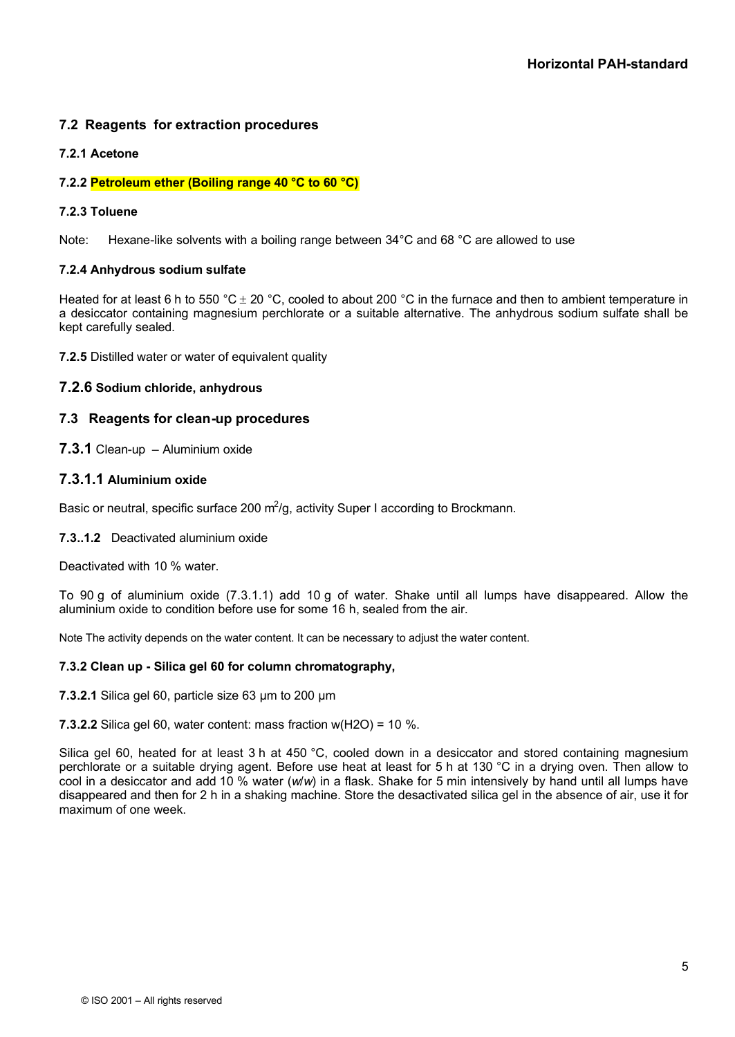## 7.2 Reagents for extraction procedures

### 7.2.1 Acetone

### 7.2.2 Petroleum ether (Boiling range 40 °C to 60 °C)

### 7.2.3 Toluene

Note: Hexane-like solvents with a boiling range between 34°C and 68 °C are allowed to use

### 7.2.4 Anhydrous sodium sulfate

Heated for at least 6 h to 550 °C ± 20 °C, cooled to about 200 °C in the furnace and then to ambient temperature in a desiccator containing magnesium perchlorate or a suitable alternative. The anhydrous sodium sulfate shall be kept carefully sealed.

**7.2.5** Distilled water or water of equivalent quality

### 7.2.6 Sodium chloride, anhydrous

## 7.3 Reagents for clean-up procedures

**7.3.1** Clean-up – Aluminium oxide

### 7.3.1.1 Aluminium oxide

Basic or neutral, specific surface 200 $m^2$/g, activity Super I according to Brockmann.

**7.3..1.2** Deactivated aluminium oxide

Deactivated with 10 % water.

To 90 g of aluminium oxide (7.3.1.1) add 10 g of water. Shake until all lumps have disappeared. Allow the aluminium oxide to condition before use for some 16 h, sealed from the air.

Note The activity depends on the water content. It can be necessary to adjust the water content.

### 7.3.2 Clean up - Silica gel 60 for column chromatography,

**7.3.2.1** Silica gel 60, particle size 63 µm to 200 µm

**7.3.2.2** Silica gel 60, water content: mass fraction $w(H_2O)$ = 10 %.

Silica gel 60, heated for at least 3 h at 450 °C, cooled down in a desiccator and stored containing magnesium perchlorate or a suitable drying agent. Before use heat at least for 5 h at 130 °C in a drying oven. Then allow to cool in a desiccator and add 10 % water (*w*/*w*) in a flask. Shake for 5 min intensively by hand until all lumps have disappeared and then for 2 h in a shaking machine. Store the desactivated silica gel in the absence of air, use it for maximum of one week.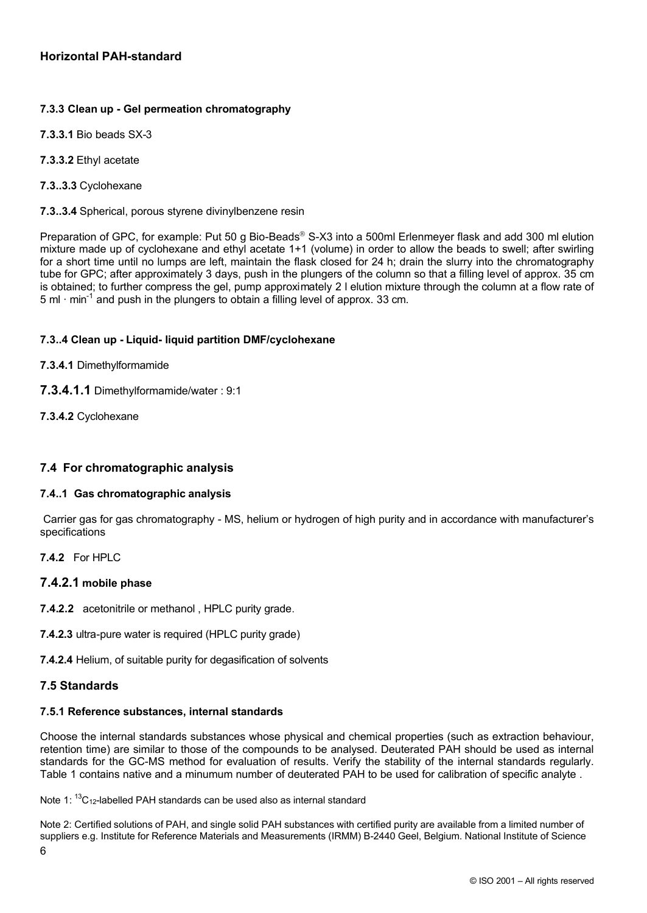### 7.3.3 Clean up - Gel permeation chromatography

**7.3.3.1** Bio beads SX-3

**7.3.3.2** Ethyl acetate

**7.3..3.3** Cyclohexane

**7.3..3.4** Spherical, porous styrene divinylbenzene resin

Preparation of GPC, for example: Put 50 g Bio-Beads® S-X3 into a 500ml Erlenmeyer flask and add 300 ml elution mixture made up of cyclohexane and ethyl acetate 1+1 (volume) in order to allow the beads to swell; after swirling for a short time until no lumps are left, maintain the flask closed for 24 h; drain the slurry into the chromatography tube for GPC; after approximately 3 days, push in the plungers of the column so that a filling level of approx. 35 cm is obtained; to further compress the gel, pump approximately 2 l elution mixture through the column at a flow rate of 5 ml · $min^{-1}$ and push in the plungers to obtain a filling level of approx. 33 cm.

### 7.3..4 Clean up - Liquid- liquid partition DMF/cyclohexane

**7.3.4.1** Dimethylformamide

**7.3.4.1.1** Dimethylformamide/water : 9:1

**7.3.4.2** Cyclohexane

## 7.4 For chromatographic analysis

### 7.4..1 Gas chromatographic analysis

Carrier gas for gas chromatography - MS, helium or hydrogen of high purity and in accordance with manufacturer's specifications

**7.4.2** For HPLC

**7.4.2.1 mobile phase**

**7.4.2.2** acetonitrile or methanol , HPLC purity grade.

**7.4.2.3** ultra-pure water is required (HPLC purity grade)

**7.4.2.4** Helium, of suitable purity for degasification of solvents

## 7.5 Standards

### 7.5.1 Reference substances, internal standards

Choose the internal standards substances whose physical and chemical properties (such as extraction behaviour, retention time) are similar to those of the compounds to be analysed. Deuterated PAH should be used as internal standards for the GC-MS method for evaluation of results. Verify the stability of the internal standards regularly. Table 1 contains native and a minumum number of deuterated PAH to be used for calibration of specific analyte .

Note 1: $^{13}C_{12}$-labelled PAH standards can be used also as internal standard

Note 2: Certified solutions of PAH, and single solid PAH substances with certified purity are available from a limited number of suppliers e.g. Institute for Reference Materials and Measurements (IRMM) B-2440 Geel, Belgium. National Institute of Science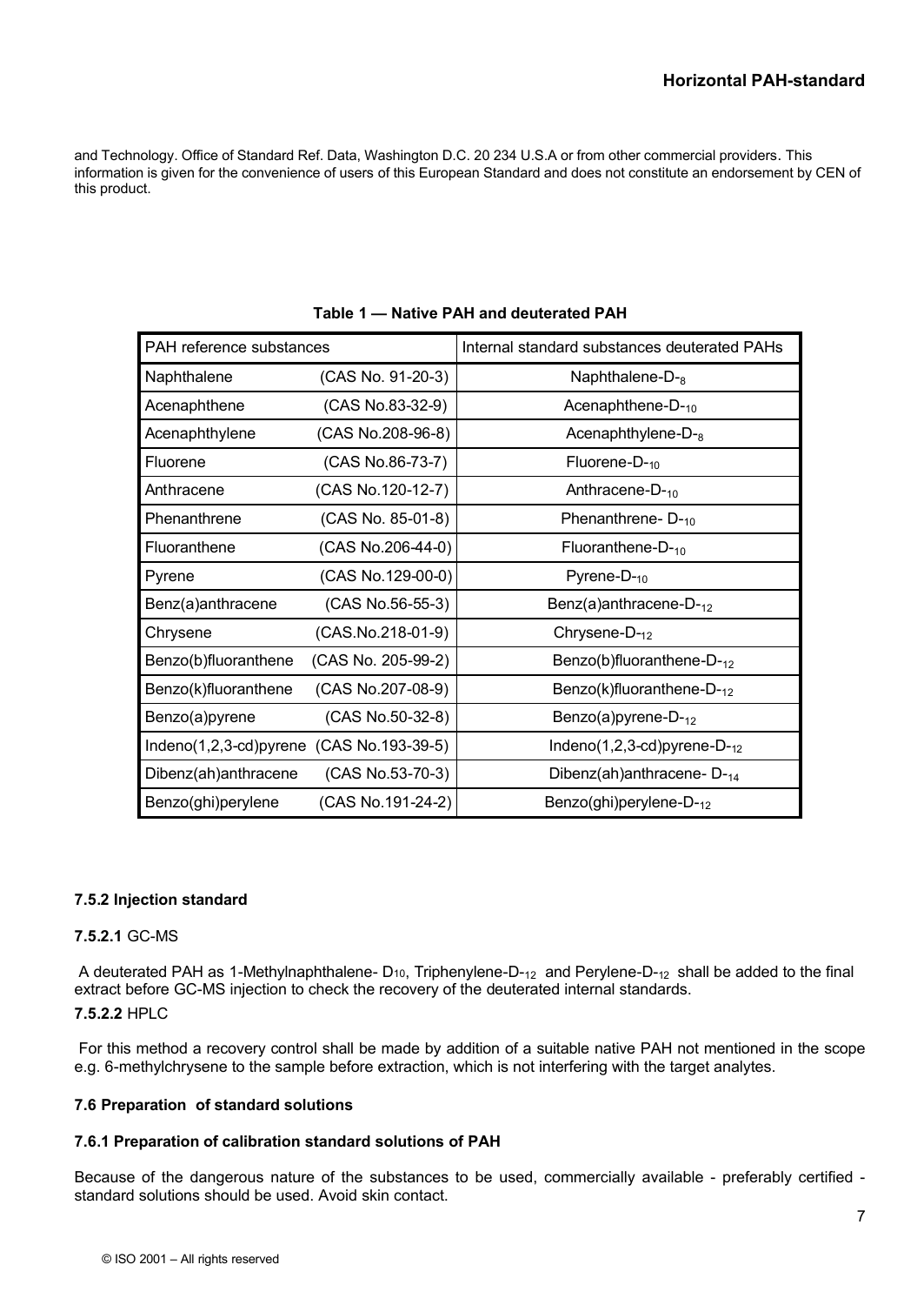and Technology. Office of Standard Ref. Data, Washington D.C. 20 234 U.S.A or from other commercial providers. This information is given for the convenience of users of this European Standard and does not constitute an endorsement by CEN of this product.

**Table 1 — Native PAH and deuterated PAH**

| PAH reference substances | | Internal standard substances deuterated PAHs |
|---|---|---|
| Naphthalene | (CAS No. 91-20-3) | Naphthalene-$D_8$ |
| Acenaphthene | (CAS No.83-32-9) | Acenaphthene-$D_{10}$ |
| Acenaphthylene | (CAS No.208-96-8) | Acenaphthylene-$D_8$ |
| Fluorene | (CAS No.86-73-7) | Fluorene-$D_{10}$ |
| Anthracene | (CAS No.120-12-7) | Anthracene-$D_{10}$ |
| Phenanthrene | (CAS No. 85-01-8) | Phenanthrene- $D_{10}$ |
| Fluoranthene | (CAS No.206-44-0) | Fluoranthene-$D_{10}$ |
| Pyrene | (CAS No.129-00-0) | Pyrene-$D_{10}$ |
| Benz(a)anthracene | (CAS No.56-55-3) | Benz(a)anthracene-$D_{12}$ |
| Chrysene | (CAS.No.218-01-9) | Chrysene-$D_{12}$ |
| Benzo(b)fluoranthene | (CAS No. 205-99-2) | Benzo(b)fluoranthene-$D_{12}$ |
| Benzo(k)fluoranthene | (CAS No.207-08-9) | Benzo(k)fluoranthene-$D_{12}$ |
| Benzo(a)pyrene | (CAS No.50-32-8) | Benzo(a)pyrene-$D_{12}$ |
| Indeno(1,2,3-cd)pyrene | (CAS No.193-39-5) | Indeno(1,2,3-cd)pyrene-$D_{12}$ |
| Dibenz(ah)anthracene | (CAS No.53-70-3) | Dibenz(ah)anthracene- $D_{14}$ |
| Benzo(ghi)perylene | (CAS No.191-24-2) | Benzo(ghi)perylene-$D_{12}$ |

#### 7.5.2 Injection standard

**7.5.2.1** GC-MS

A deuterated PAH as 1-Methylnaphthalene- $D_{10}$, Triphenylene-$D_{12}$ and Perylene-$D_{12}$ shall be added to the final extract before GC-MS injection to check the recovery of the deuterated internal standards.

**7.5.2.2** HPLC

For this method a recovery control shall be made by addition of a suitable native PAH not mentioned in the scope e.g. 6-methylchrysene to the sample before extraction, which is not interfering with the target analytes.

### 7.6 Preparation of standard solutions

#### 7.6.1 Preparation of calibration standard solutions of PAH

Because of the dangerous nature of the substances to be used, commercially available - preferably certified - standard solutions should be used. Avoid skin contact.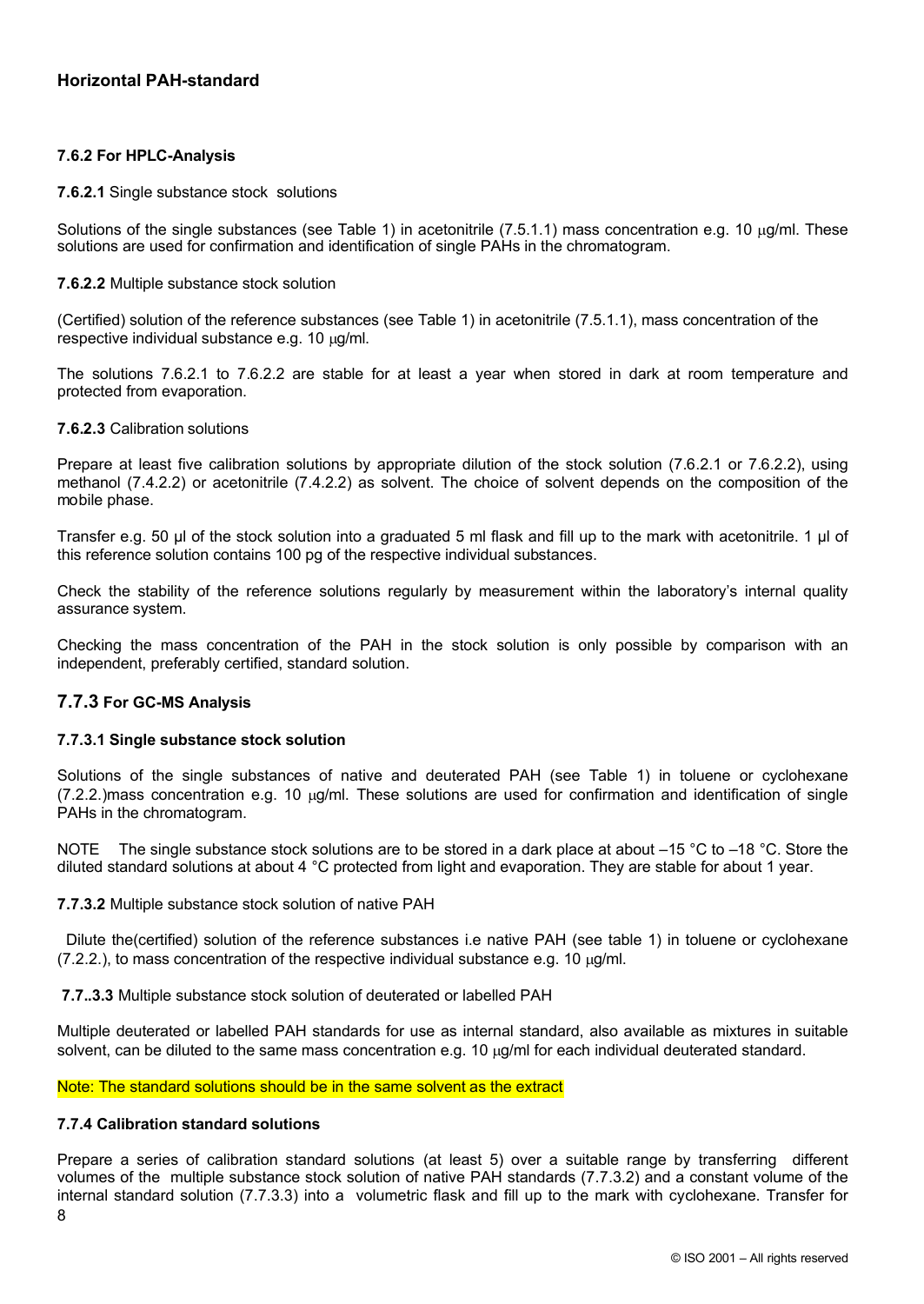## Horizontal PAH-standard

**7.6.2 For HPLC-Analysis**

**7.6.2.1** Single substance stock solutions

Solutions of the single substances (see Table 1) in acetonitrile (7.5.1.1) mass concentration e.g. 10 μg/ml. These solutions are used for confirmation and identification of single PAHs in the chromatogram.

**7.6.2.2** Multiple substance stock solution

(Certified) solution of the reference substances (see Table 1) in acetonitrile (7.5.1.1), mass concentration of the respective individual substance e.g. 10 μg/ml.

The solutions 7.6.2.1 to 7.6.2.2 are stable for at least a year when stored in dark at room temperature and protected from evaporation.

**7.6.2.3** Calibration solutions

Prepare at least five calibration solutions by appropriate dilution of the stock solution (7.6.2.1 or 7.6.2.2), using methanol (7.4.2.2) or acetonitrile (7.4.2.2) as solvent. The choice of solvent depends on the composition of the mobile phase.

Transfer e.g. 50 µl of the stock solution into a graduated 5 ml flask and fill up to the mark with acetonitrile. 1 µl of this reference solution contains 100 pg of the respective individual substances.

Check the stability of the reference solutions regularly by measurement within the laboratory's internal quality assurance system.

Checking the mass concentration of the PAH in the stock solution is only possible by comparison with an independent, preferably certified, standard solution.

### 7.7.3 For GC-MS Analysis

**7.7.3.1 Single substance stock solution**

Solutions of the single substances of native and deuterated PAH (see Table 1) in toluene or cyclohexane (7.2.2.)mass concentration e.g. 10 μg/ml. These solutions are used for confirmation and identification of single PAHs in the chromatogram.

NOTE The single substance stock solutions are to be stored in a dark place at about –15 °C to –18 °C. Store the diluted standard solutions at about 4 °C protected from light and evaporation. They are stable for about 1 year.

**7.7.3.2** Multiple substance stock solution of native PAH

Dilute the(certified) solution of the reference substances i.e native PAH (see table 1) in toluene or cyclohexane (7.2.2.), to mass concentration of the respective individual substance e.g. 10 μg/ml.

**7.7..3.3** Multiple substance stock solution of deuterated or labelled PAH

Multiple deuterated or labelled PAH standards for use as internal standard, also available as mixtures in suitable solvent, can be diluted to the same mass concentration e.g. 10 μg/ml for each individual deuterated standard.

Note: The standard solutions should be in the same solvent as the extract

**7.7.4 Calibration standard solutions**

Prepare a series of calibration standard solutions (at least 5) over a suitable range by transferring different volumes of the multiple substance stock solution of native PAH standards (7.7.3.2) and a constant volume of the internal standard solution (7.7.3.3) into a volumetric flask and fill up to the mark with cyclohexane. Transfer for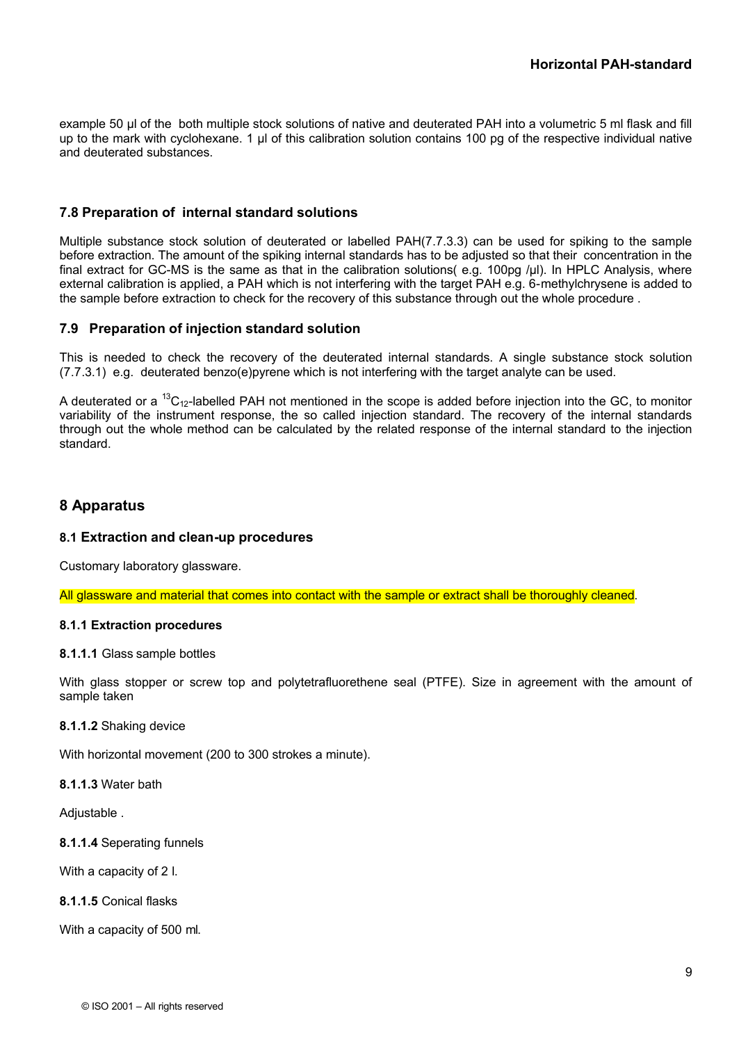example 50 µl of the both multiple stock solutions of native and deuterated PAH into a volumetric 5 ml flask and fill up to the mark with cyclohexane. 1 µl of this calibration solution contains 100 pg of the respective individual native and deuterated substances.

### 7.8 Preparation of internal standard solutions

Multiple substance stock solution of deuterated or labelled PAH(7.7.3.3) can be used for spiking to the sample before extraction. The amount of the spiking internal standards has to be adjusted so that their concentration in the final extract for GC-MS is the same as that in the calibration solutions( e.g. 100pg /µl). In HPLC Analysis, where external calibration is applied, a PAH which is not interfering with the target PAH e.g. 6-methylchrysene is added to the sample before extraction to check for the recovery of this substance through out the whole procedure .

### 7.9 Preparation of injection standard solution

This is needed to check the recovery of the deuterated internal standards. A single substance stock solution (7.7.3.1) e.g. deuterated benzo(e)pyrene which is not interfering with the target analyte can be used.

A deuterated or a $^{13}C_{12}$-labelled PAH not mentioned in the scope is added before injection into the GC, to monitor variability of the instrument response, the so called injection standard. The recovery of the internal standards through out the whole method can be calculated by the related response of the internal standard to the injection standard.

## 8 Apparatus

### 8.1 Extraction and clean-up procedures

Customary laboratory glassware.

All glassware and material that comes into contact with the sample or extract shall be thoroughly cleaned.

#### 8.1.1 Extraction procedures

**8.1.1.1** Glass sample bottles

With glass stopper or screw top and polytetrafluorethene seal (PTFE). Size in agreement with the amount of sample taken

**8.1.1.2** Shaking device

With horizontal movement (200 to 300 strokes a minute).

**8.1.1.3** Water bath

Adjustable .

**8.1.1.4** Seperating funnels

With a capacity of 2 l.

**8.1.1.5** Conical flasks

With a capacity of 500 ml.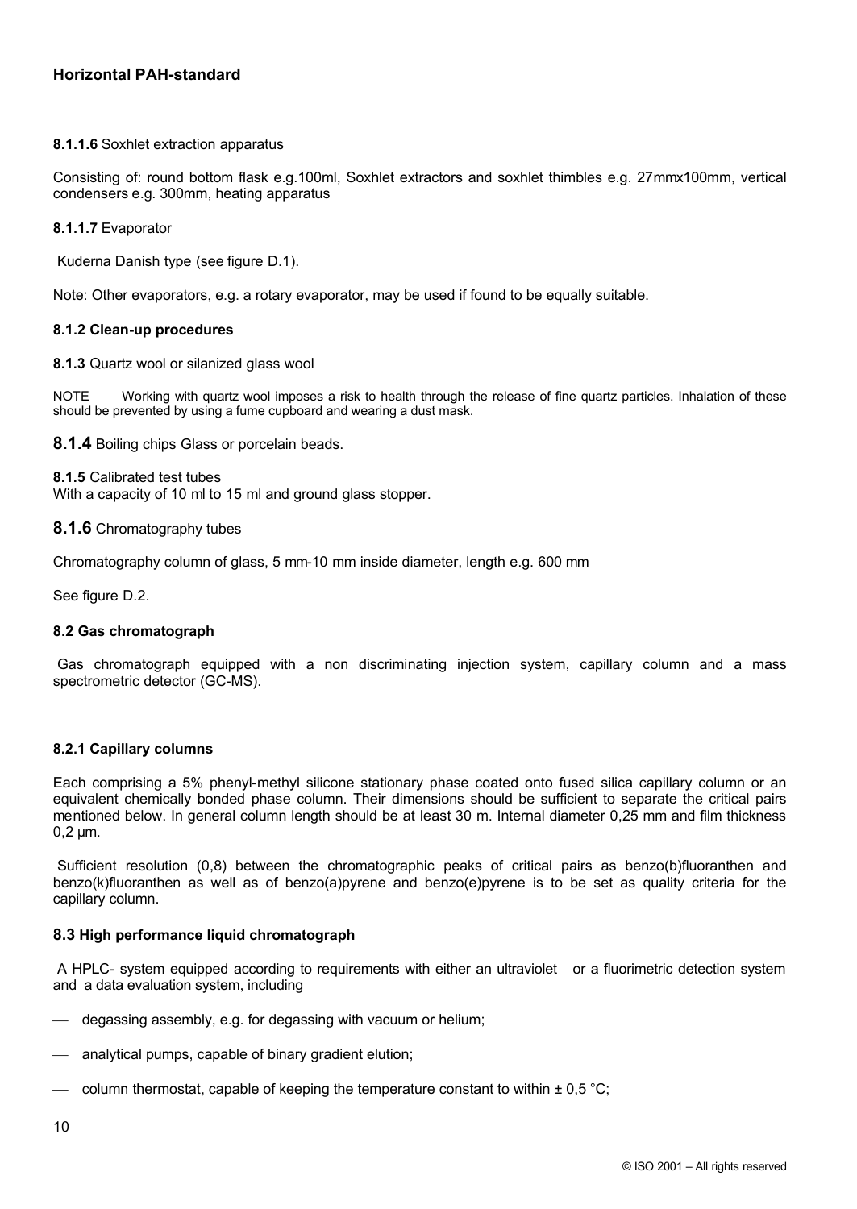**8.1.1.6** Soxhlet extraction apparatus

Consisting of: round bottom flask e.g.100ml, Soxhlet extractors and soxhlet thimbles e.g. 27mmx100mm, vertical condensers e.g. 300mm, heating apparatus

**8.1.1.7** Evaporator

Kuderna Danish type (see figure D.1).

Note: Other evaporators, e.g. a rotary evaporator, may be used if found to be equally suitable.

**8.1.2 Clean-up procedures**

**8.1.3** Quartz wool or silanized glass wool

NOTE Working with quartz wool imposes a risk to health through the release of fine quartz particles. Inhalation of these should be prevented by using a fume cupboard and wearing a dust mask.

**8.1.4** Boiling chips Glass or porcelain beads.

**8.1.5** Calibrated test tubes
With a capacity of 10 ml to 15 ml and ground glass stopper.

**8.1.6** Chromatography tubes

Chromatography column of glass, 5 mm-10 mm inside diameter, length e.g. 600 mm

See figure D.2.

**8.2 Gas chromatograph**

Gas chromatograph equipped with a non discriminating injection system, capillary column and a mass spectrometric detector (GC-MS).

**8.2.1 Capillary columns**

Each comprising a 5% phenyl-methyl silicone stationary phase coated onto fused silica capillary column or an equivalent chemically bonded phase column. Their dimensions should be sufficient to separate the critical pairs mentioned below. In general column length should be at least 30 m. Internal diameter 0,25 mm and film thickness 0,2 µm.

Sufficient resolution (0,8) between the chromatographic peaks of critical pairs as benzo(b)fluoranthen and benzo(k)fluoranthen as well as of benzo(a)pyrene and benzo(e)pyrene is to be set as quality criteria for the capillary column.

**8.3 High performance liquid chromatograph**

A HPLC- system equipped according to requirements with either an ultraviolet or a fluorimetric detection system and a data evaluation system, including

- degassing assembly, e.g. for degassing with vacuum or helium;
- analytical pumps, capable of binary gradient elution;
- column thermostat, capable of keeping the temperature constant to within ± 0,5 °C;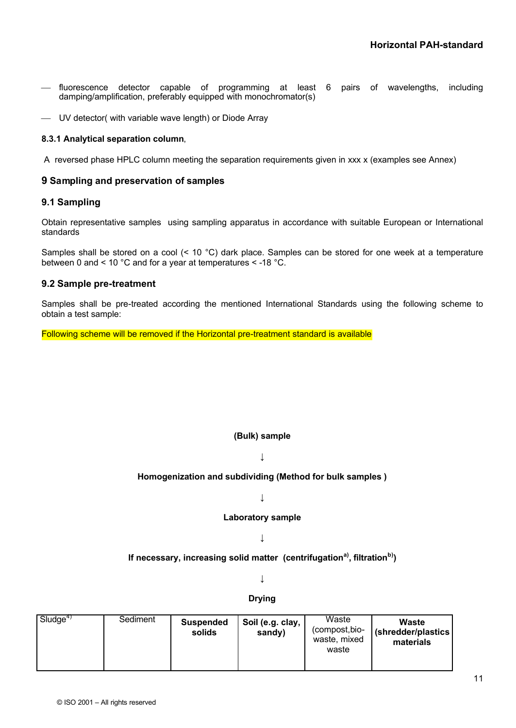- fluorescence detector capable of programming at least 6 pairs of wavelengths, including damping/amplification, preferably equipped with monochromator(s)
- UV detector( with variable wave length) or Diode Array

**8.3.1 Analytical separation column**,

A reversed phase HPLC column meeting the separation requirements given in xxx x (examples see Annex)

## 9 Sampling and preservation of samples

### 9.1 Sampling

Obtain representative samples using sampling apparatus in accordance with suitable European or International standards

Samples shall be stored on a cool (< 10 °C) dark place. Samples can be stored for one week at a temperature between 0 and < 10 °C and for a year at temperatures < -18 °C.

### 9.2 Sample pre-treatment

Samples shall be pre-treated according the mentioned International Standards using the following scheme to obtain a test sample:

Following scheme will be removed if the Horizontal pre-treatment standard is available

**(Bulk) sample**

↓

**Homogenization and subdividing (Method for bulk samples )**

↓

**Laboratory sample**

↓

**If necessary, increasing solid matter (centrifugation[a], filtration[b])**

↓

**Drying**

| Sludge[4)] | Sediment | **Suspended solids** | **Soil (e.g. clay, sandy)** | Waste (compost,bio-waste, mixed waste | **Waste (shredder/plastics materials** |
|---|---|---|---|---|---|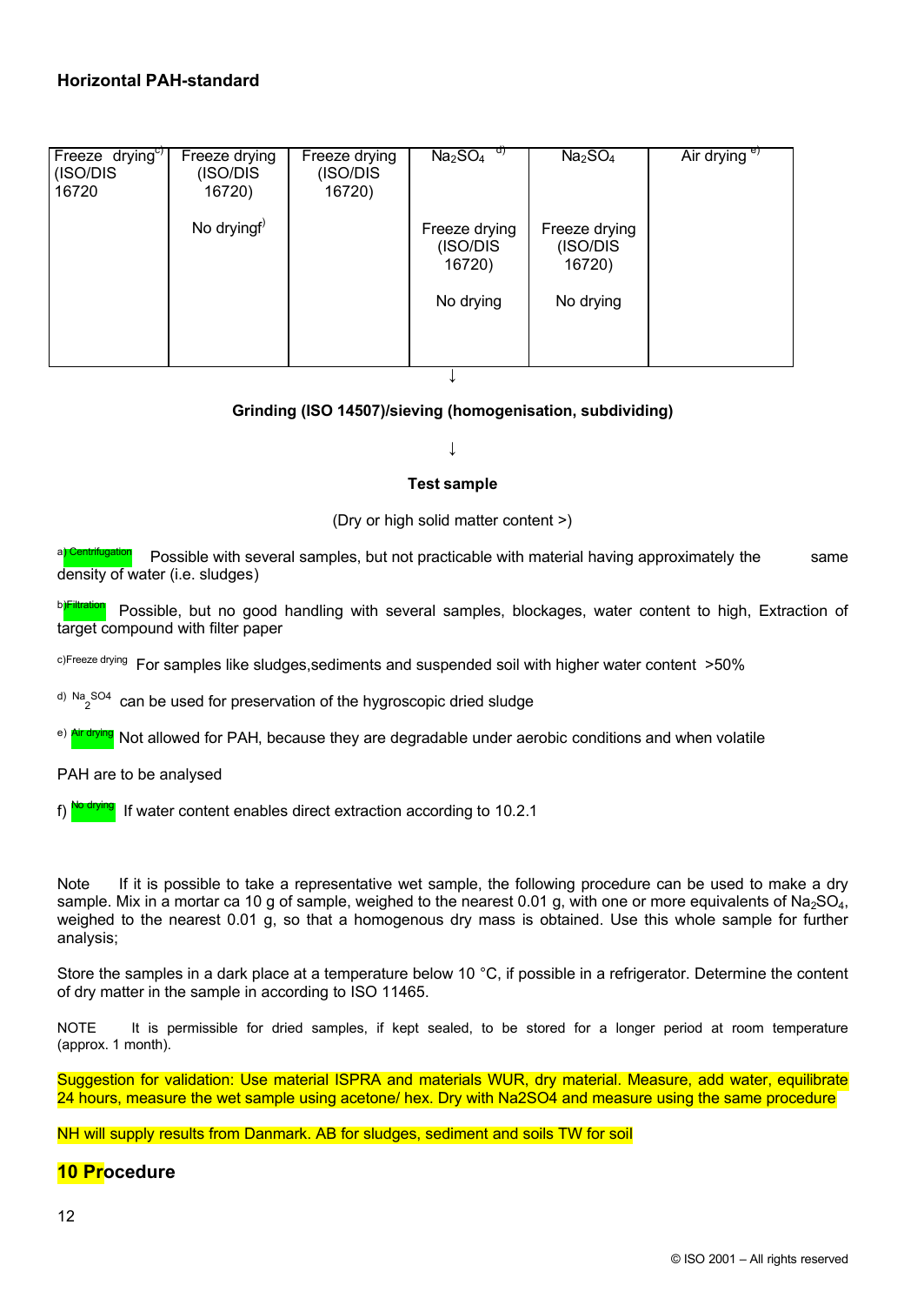| Freeze drying[c) (ISO/DIS 16720 | Freeze drying (ISO/DIS 16720)<br><br>No drying[f) | Freeze drying (ISO/DIS 16720) | $Na_2SO_4$ [d)<br><br>Freeze drying (ISO/DIS 16720)<br><br>No drying | $Na_2SO_4$<br><br>Freeze drying (ISO/DIS 16720)<br><br>No drying | Air drying [e) |
|---|---|---|---|---|---|

↓

**Grinding (ISO 14507)/sieving (homogenisation, subdividing)**

↓

**Test sample**

(Dry or high solid matter content >)

a) Centrifugation Possible with several samples, but not practicable with material having approximately the same density of water (i.e. sludges)

b)Filtration Possible, but no good handling with several samples, blockages, water content to high, Extraction of target compound with filter paper

c)Freeze drying For samples like sludges,sediments and suspended soil with higher water content >50%

d) $Na_2SO4$ can be used for preservation of the hygroscopic dried sludge

e) Air drying Not allowed for PAH, because they are degradable under aerobic conditions and when volatile

PAH are to be analysed

f) No drying If water content enables direct extraction according to 10.2.1

Note If it is possible to take a representative wet sample, the following procedure can be used to make a dry sample. Mix in a mortar ca 10 g of sample, weighed to the nearest 0.01 g, with one or more equivalents of $Na_2SO_4$, weighed to the nearest 0.01 g, so that a homogenous dry mass is obtained. Use this whole sample for further analysis;

Store the samples in a dark place at a temperature below 10 °C, if possible in a refrigerator. Determine the content of dry matter in the sample in according to ISO 11465.

NOTE It is permissible for dried samples, if kept sealed, to be stored for a longer period at room temperature (approx. 1 month).

Suggestion for validation: Use material ISPRA and materials WUR, dry material. Measure, add water, equilibrate 24 hours, measure the wet sample using acetone/ hex. Dry with Na2SO4 and measure using the same procedure

NH will supply results from Danmark. AB for sludges, sediment and soils TW for soil

## 10 Procedure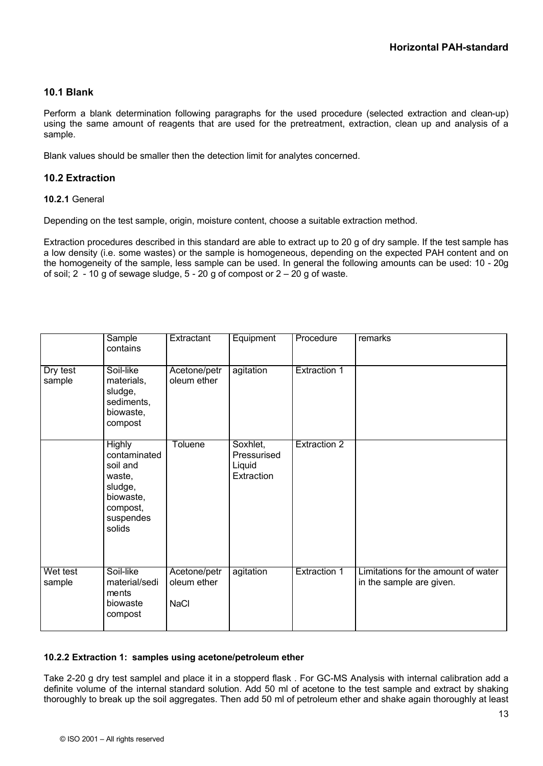### 10.1 Blank

Perform a blank determination following paragraphs for the used procedure (selected extraction and clean-up) using the same amount of reagents that are used for the pretreatment, extraction, clean up and analysis of a sample.

Blank values should be smaller then the detection limit for analytes concerned.

### 10.2 Extraction

**10.2.1** General

Depending on the test sample, origin, moisture content, choose a suitable extraction method.

Extraction procedures described in this standard are able to extract up to 20 g of dry sample. If the test sample has a low density (i.e. some wastes) or the sample is homogeneous, depending on the expected PAH content and on the homogeneity of the sample, less sample can be used. In general the following amounts can be used: 10 - 20g of soil; 2 - 10 g of sewage sludge, 5 - 20 g of compost or 2 – 20 g of waste.

| | Sample contains | Extractant | Equipment | Procedure | remarks |
|---|---|---|---|---|---|
| Dry test sample | Soil-like materials, sludge, sediments, biowaste, compost | Acetone/petroleum ether | agitation | Extraction 1 | |
| | Highly contaminated soil and waste, sludge, biowaste, compost, suspendes solids | Toluene | Soxhlet, Pressurised Liquid Extraction | Extraction 2 | |
| Wet test sample | Soil-like material/sediments biowaste compost | Acetone/petroleum ether NaCl | agitation | Extraction 1 | Limitations for the amount of water in the sample are given. |

**10.2.2 Extraction 1: samples using acetone/petroleum ether**

Take 2-20 g dry test samplel and place it in a stopperd flask . For GC-MS Analysis with internal calibration add a definite volume of the internal standard solution. Add 50 ml of acetone to the test sample and extract by shaking thoroughly to break up the soil aggregates. Then add 50 ml of petroleum ether and shake again thoroughly at least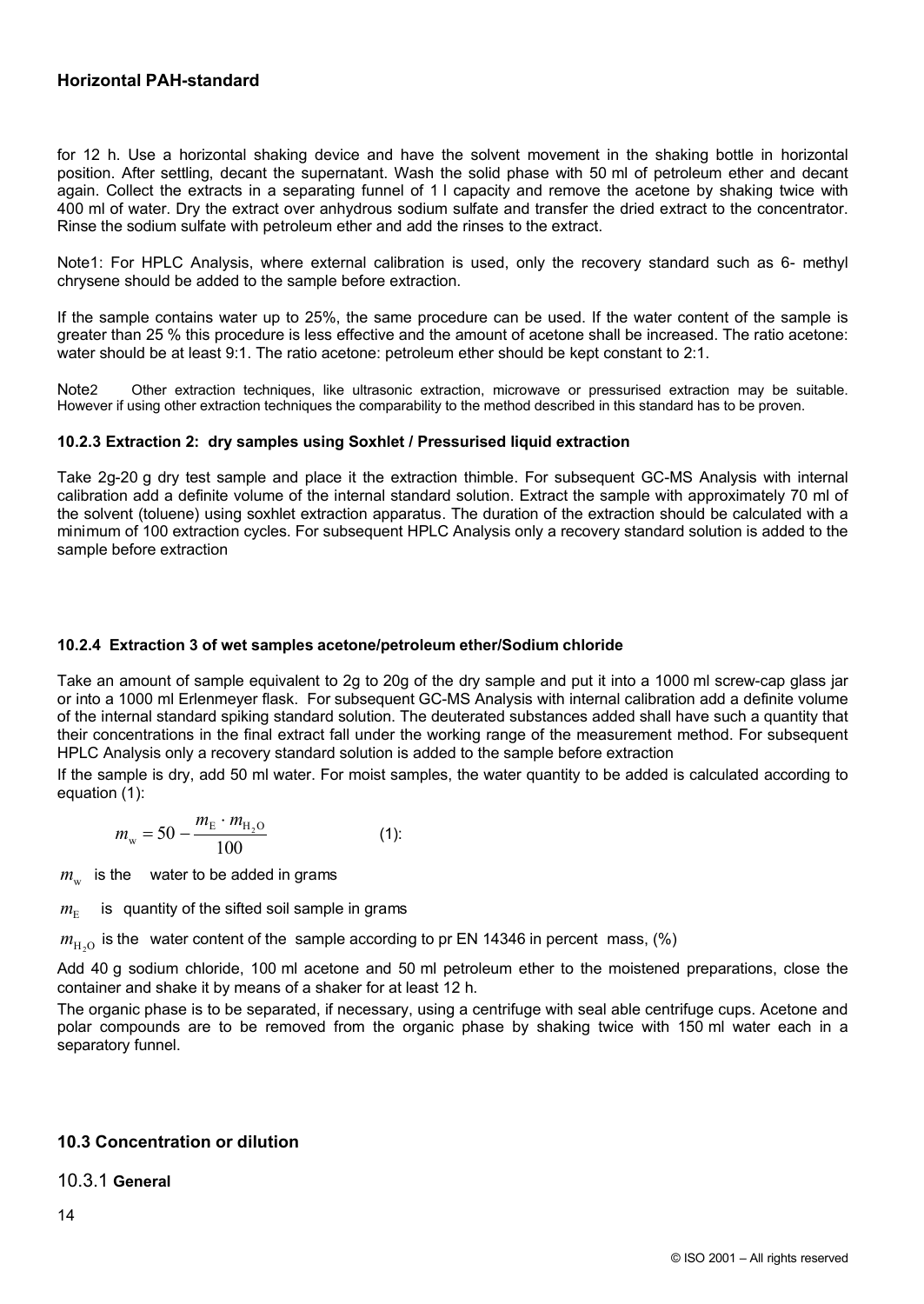for 12 h. Use a horizontal shaking device and have the solvent movement in the shaking bottle in horizontal position. After settling, decant the supernatant. Wash the solid phase with 50 ml of petroleum ether and decant again. Collect the extracts in a separating funnel of 1 l capacity and remove the acetone by shaking twice with 400 ml of water. Dry the extract over anhydrous sodium sulfate and transfer the dried extract to the concentrator. Rinse the sodium sulfate with petroleum ether and add the rinses to the extract.

Note1: For HPLC Analysis, where external calibration is used, only the recovery standard such as 6- methyl chrysene should be added to the sample before extraction.

If the sample contains water up to 25%, the same procedure can be used. If the water content of the sample is greater than 25 % this procedure is less effective and the amount of acetone shall be increased. The ratio acetone: water should be at least 9:1. The ratio acetone: petroleum ether should be kept constant to 2:1.

Note2 Other extraction techniques, like ultrasonic extraction, microwave or pressurised extraction may be suitable. However if using other extraction techniques the comparability to the method described in this standard has to be proven.

#### 10.2.3 Extraction 2: dry samples using Soxhlet / Pressurised liquid extraction

Take 2g-20 g dry test sample and place it the extraction thimble. For subsequent GC-MS Analysis with internal calibration add a definite volume of the internal standard solution. Extract the sample with approximately 70 ml of the solvent (toluene) using soxhlet extraction apparatus. The duration of the extraction should be calculated with a minimum of 100 extraction cycles. For subsequent HPLC Analysis only a recovery standard solution is added to the sample before extraction

#### 10.2.4 Extraction 3 of wet samples acetone/petroleum ether/Sodium chloride

Take an amount of sample equivalent to 2g to 20g of the dry sample and put it into a 1000 ml screw-cap glass jar or into a 1000 ml Erlenmeyer flask. For subsequent GC-MS Analysis with internal calibration add a definite volume of the internal standard spiking standard solution. The deuterated substances added shall have such a quantity that their concentrations in the final extract fall under the working range of the measurement method. For subsequent HPLC Analysis only a recovery standard solution is added to the sample before extraction

If the sample is dry, add 50 ml water. For moist samples, the water quantity to be added is calculated according to equation (1):

$$m_w = 50 - \frac{m_E \cdot m_{H_2O}}{100} \qquad (1):$$

$m_w$ is the water to be added in grams

$m_E$ is quantity of the sifted soil sample in grams

$m_{H_2O}$ is the water content of the sample according to pr EN 14346 in percent mass, (%)

Add 40 g sodium chloride, 100 ml acetone and 50 ml petroleum ether to the moistened preparations, close the container and shake it by means of a shaker for at least 12 h.

The organic phase is to be separated, if necessary, using a centrifuge with seal able centrifuge cups. Acetone and polar compounds are to be removed from the organic phase by shaking twice with 150 ml water each in a separatory funnel.

### 10.3 Concentration or dilution

#### 10.3.1 General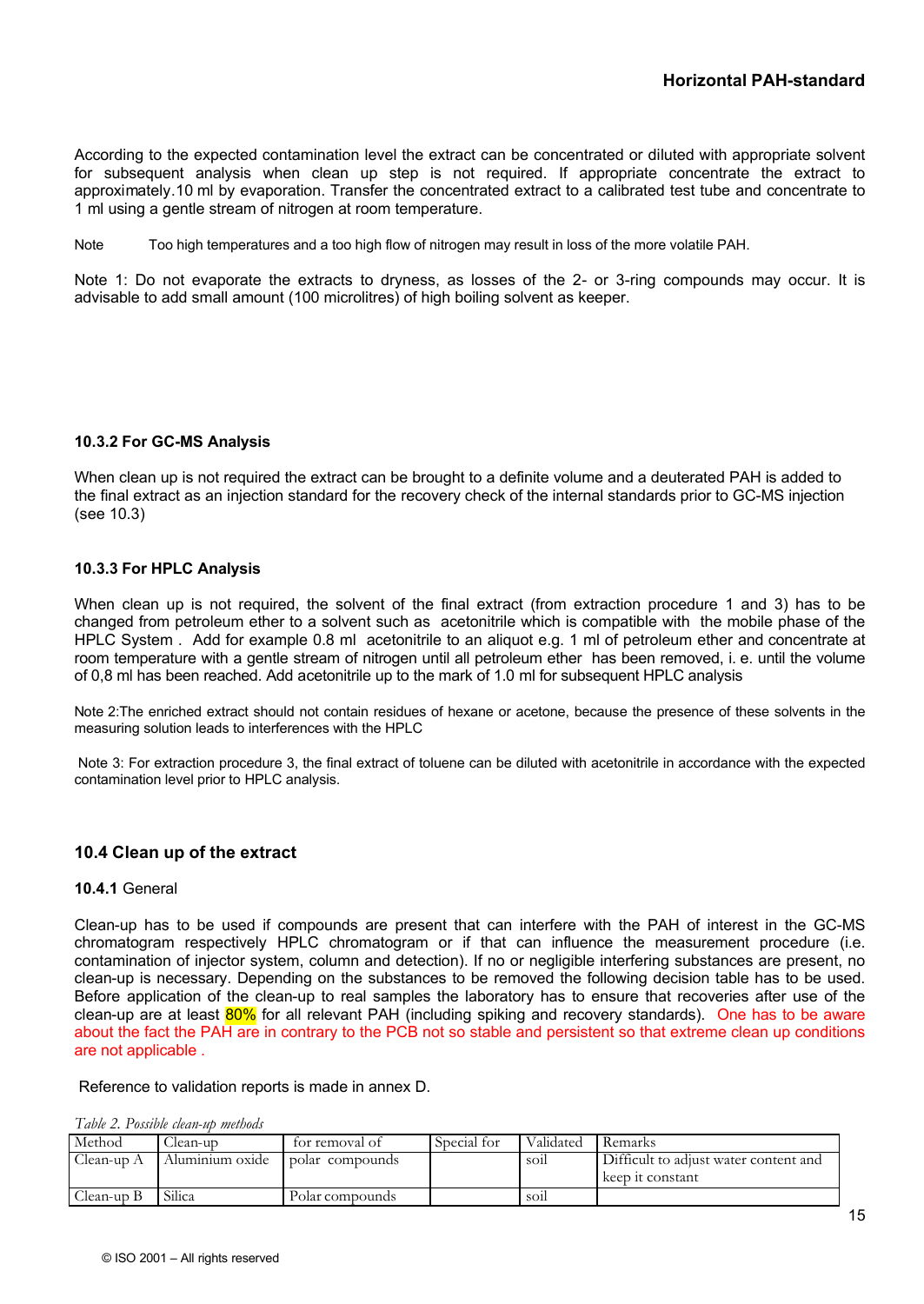According to the expected contamination level the extract can be concentrated or diluted with appropriate solvent for subsequent analysis when clean up step is not required. If appropriate concentrate the extract to approximately.10 ml by evaporation. Transfer the concentrated extract to a calibrated test tube and concentrate to 1 ml using a gentle stream of nitrogen at room temperature.

Note Too high temperatures and a too high flow of nitrogen may result in loss of the more volatile PAH.

Note 1: Do not evaporate the extracts to dryness, as losses of the 2- or 3-ring compounds may occur. It is advisable to add small amount (100 microlitres) of high boiling solvent as keeper.

### 10.3.2 For GC-MS Analysis

When clean up is not required the extract can be brought to a definite volume and a deuterated PAH is added to the final extract as an injection standard for the recovery check of the internal standards prior to GC-MS injection (see 10.3)

### 10.3.3 For HPLC Analysis

When clean up is not required, the solvent of the final extract (from extraction procedure 1 and 3) has to be changed from petroleum ether to a solvent such as acetonitrile which is compatible with the mobile phase of the HPLC System . Add for example 0.8 ml acetonitrile to an aliquot e.g. 1 ml of petroleum ether and concentrate at room temperature with a gentle stream of nitrogen until all petroleum ether has been removed, i. e. until the volume of 0,8 ml has been reached. Add acetonitrile up to the mark of 1.0 ml for subsequent HPLC analysis

Note 2:The enriched extract should not contain residues of hexane or acetone, because the presence of these solvents in the measuring solution leads to interferences with the HPLC

Note 3: For extraction procedure 3, the final extract of toluene can be diluted with acetonitrile in accordance with the expected contamination level prior to HPLC analysis.

## 10.4 Clean up of the extract

**10.4.1** General

Clean-up has to be used if compounds are present that can interfere with the PAH of interest in the GC-MS chromatogram respectively HPLC chromatogram or if that can influence the measurement procedure (i.e. contamination of injector system, column and detection). If no or negligible interfering substances are present, no clean-up is necessary. Depending on the substances to be removed the following decision table has to be used. Before application of the clean-up to real samples the laboratory has to ensure that recoveries after use of the clean-up are at least 80% for all relevant PAH (including spiking and recovery standards). One has to be aware about the fact the PAH are in contrary to the PCB not so stable and persistent so that extreme clean up conditions are not applicable .

Reference to validation reports is made in annex D.

*Table 2. Possible clean-up methods*

| Method | Clean-up | for removal of | Special for | Validated | Remarks |
|---|---|---|---|---|---|
| Clean-up A | Aluminium oxide | polar compounds | | soil | Difficult to adjust water content and keep it constant |
| Clean-up B | Silica | Polar compounds | | soil | |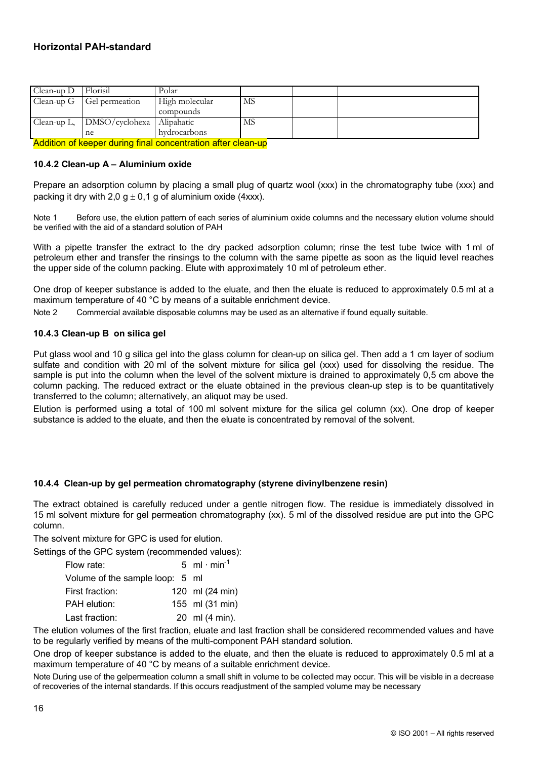| Clean-up D | Florisil | Polar | | | |
|---|---|---|---|---|---|
| Clean-up G | Gel permeation | High molecular compounds | MS | | |
| Clean-up L, | DMSO/cyclohexane | Alipahatic hydrocarbons | MS | | |

Addition of keeper during final concentration after clean-up

#### 10.4.2 Clean-up A – Aluminium oxide

Prepare an adsorption column by placing a small plug of quartz wool (xxx) in the chromatography tube (xxx) and packing it dry with 2,0 g ± 0,1 g of aluminium oxide (4xxx).

Note 1 Before use, the elution pattern of each series of aluminium oxide columns and the necessary elution volume should be verified with the aid of a standard solution of PAH

With a pipette transfer the extract to the dry packed adsorption column; rinse the test tube twice with 1 ml of petroleum ether and transfer the rinsings to the column with the same pipette as soon as the liquid level reaches the upper side of the column packing. Elute with approximately 10 ml of petroleum ether.

One drop of keeper substance is added to the eluate, and then the eluate is reduced to approximately 0.5 ml at a maximum temperature of 40 °C by means of a suitable enrichment device.

Note 2 Commercial available disposable columns may be used as an alternative if found equally suitable.

#### 10.4.3 Clean-up B on silica gel

Put glass wool and 10 g silica gel into the glass column for clean-up on silica gel. Then add a 1 cm layer of sodium sulfate and condition with 20 ml of the solvent mixture for silica gel (xxx) used for dissolving the residue. The sample is put into the column when the level of the solvent mixture is drained to approximately 0,5 cm above the column packing. The reduced extract or the eluate obtained in the previous clean-up step is to be quantitatively transferred to the column; alternatively, an aliquot may be used.

Elution is performed using a total of 100 ml solvent mixture for the silica gel column (xx). One drop of keeper substance is added to the eluate, and then the eluate is concentrated by removal of the solvent.

#### 10.4.4 Clean-up by gel permeation chromatography (styrene divinylbenzene resin)

The extract obtained is carefully reduced under a gentle nitrogen flow. The residue is immediately dissolved in 15 ml solvent mixture for gel permeation chromatography (xx). 5 ml of the dissolved residue are put into the GPC column.

The solvent mixture for GPC is used for elution.

Settings of the GPC system (recommended values):

| | |
|---|---|
| Flow rate: | 5 ml · min$^{-1}$ |
| Volume of the sample loop: | 5 ml |
| First fraction: | 120 ml (24 min) |
| PAH elution: | 155 ml (31 min) |
| Last fraction: | 20 ml (4 min). |

The elution volumes of the first fraction, eluate and last fraction shall be considered recommended values and have to be regularly verified by means of the multi-component PAH standard solution.

One drop of keeper substance is added to the eluate, and then the eluate is reduced to approximately 0.5 ml at a maximum temperature of 40 °C by means of a suitable enrichment device.

Note During use of the gelpermeation column a small shift in volume to be collected may occur. This will be visible in a decrease of recoveries of the internal standards. If this occurs readjustment of the sampled volume may be necessary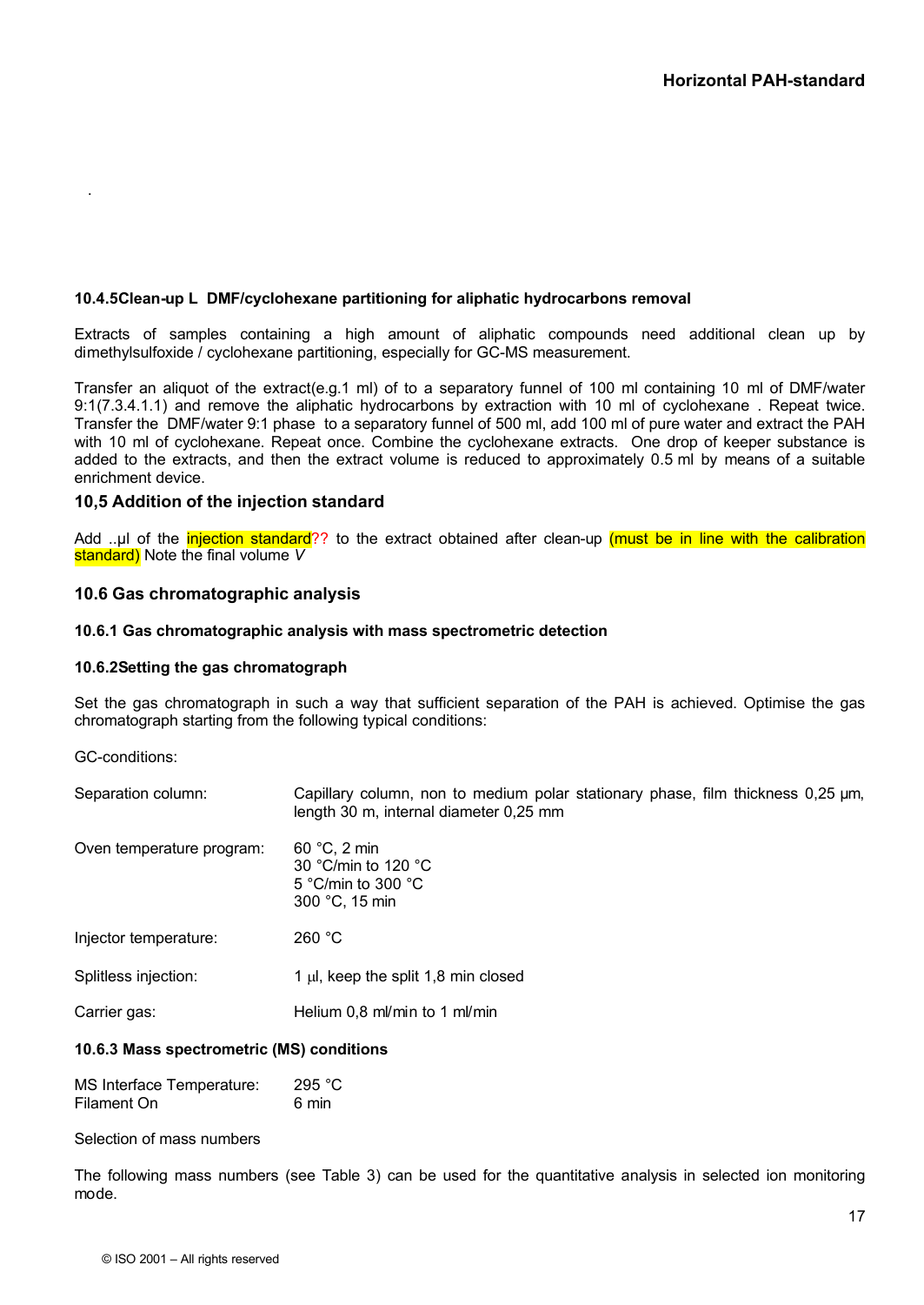.

#### 10.4.5Clean-up L DMF/cyclohexane partitioning for aliphatic hydrocarbons removal

Extracts of samples containing a high amount of aliphatic compounds need additional clean up by dimethylsulfoxide / cyclohexane partitioning, especially for GC-MS measurement.

Transfer an aliquot of the extract(e.g.1 ml) of to a separatory funnel of 100 ml containing 10 ml of DMF/water 9:1(7.3.4.1.1) and remove the aliphatic hydrocarbons by extraction with 10 ml of cyclohexane . Repeat twice. Transfer the DMF/water 9:1 phase to a separatory funnel of 500 ml, add 100 ml of pure water and extract the PAH with 10 ml of cyclohexane. Repeat once. Combine the cyclohexane extracts. One drop of keeper substance is added to the extracts, and then the extract volume is reduced to approximately 0.5 ml by means of a suitable enrichment device.

### 10,5 Addition of the injection standard

Add ..µl of the injection standard?? to the extract obtained after clean-up (must be in line with the calibration standard) Note the final volume *V*

### 10.6 Gas chromatographic analysis

#### 10.6.1 Gas chromatographic analysis with mass spectrometric detection

#### 10.6.2Setting the gas chromatograph

Set the gas chromatograph in such a way that sufficient separation of the PAH is achieved. Optimise the gas chromatograph starting from the following typical conditions:

GC-conditions:

Separation column: Capillary column, non to medium polar stationary phase, film thickness 0,25 µm, length 30 m, internal diameter 0,25 mm

Oven temperature program:
60 °C, 2 min
30 °C/min to 120 °C
5 °C/min to 300 °C
300 °C, 15 min

Injector temperature: 260 °C

Splitless injection: 1 µl, keep the split 1,8 min closed

Carrier gas: Helium 0,8 ml/min to 1 ml/min

#### 10.6.3 Mass spectrometric (MS) conditions

MS Interface Temperature: 295 °C
Filament On 6 min

Selection of mass numbers

The following mass numbers (see Table 3) can be used for the quantitative analysis in selected ion monitoring mode.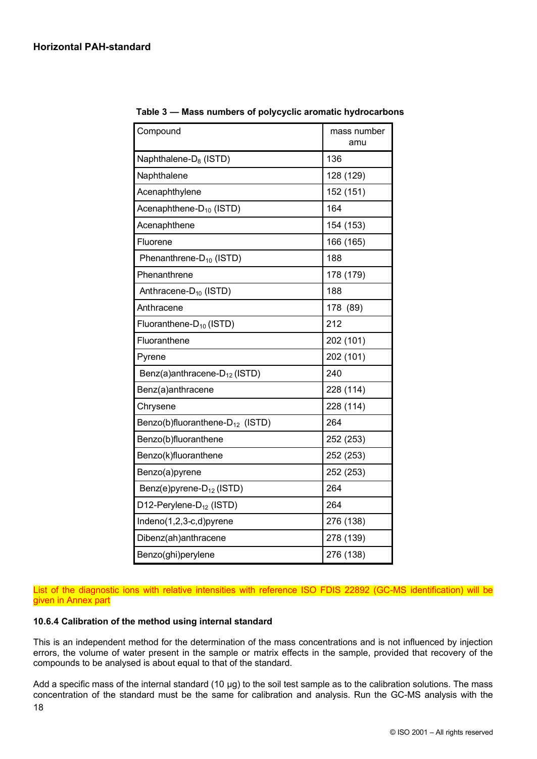**Table 3 — Mass numbers of polycyclic aromatic hydrocarbons**

| Compound | mass number amu |
| --- | --- |
| Naphthalene-$D_8$ (ISTD) | 136 |
| Naphthalene | 128 (129) |
| Acenaphthylene | 152 (151) |
| Acenaphthene-$D_{10}$ (ISTD) | 164 |
| Acenaphthene | 154 (153) |
| Fluorene | 166 (165) |
| Phenanthrene-$D_{10}$ (ISTD) | 188 |
| Phenanthrene | 178 (179) |
| Anthracene-$D_{10}$ (ISTD) | 188 |
| Anthracene | 178 (89) |
| Fluoranthene-$D_{10}$ (ISTD) | 212 |
| Fluoranthene | 202 (101) |
| Pyrene | 202 (101) |
| Benz(a)anthracene-$D_{12}$ (ISTD) | 240 |
| Benz(a)anthracene | 228 (114) |
| Chrysene | 228 (114) |
| Benzo(b)fluoranthene-$D_{12}$ (ISTD) | 264 |
| Benzo(b)fluoranthene | 252 (253) |
| Benzo(k)fluoranthene | 252 (253) |
| Benzo(a)pyrene | 252 (253) |
| Benz(e)pyrene-$D_{12}$ (ISTD) | 264 |
| D12-Perylene-$D_{12}$ (ISTD) | 264 |
| Indeno(1,2,3-c,d)pyrene | 276 (138) |
| Dibenz(ah)anthracene | 278 (139) |
| Benzo(ghi)perylene | 276 (138) |

List of the diagnostic ions with relative intensities with reference ISO FDIS 22892 (GC-MS identification) will be given in Annex part

#### 10.6.4 Calibration of the method using internal standard

This is an independent method for the determination of the mass concentrations and is not influenced by injection errors, the volume of water present in the sample or matrix effects in the sample, provided that recovery of the compounds to be analysed is about equal to that of the standard.

Add a specific mass of the internal standard (10 µg) to the soil test sample as to the calibration solutions. The mass concentration of the standard must be the same for calibration and analysis. Run the GC-MS analysis with the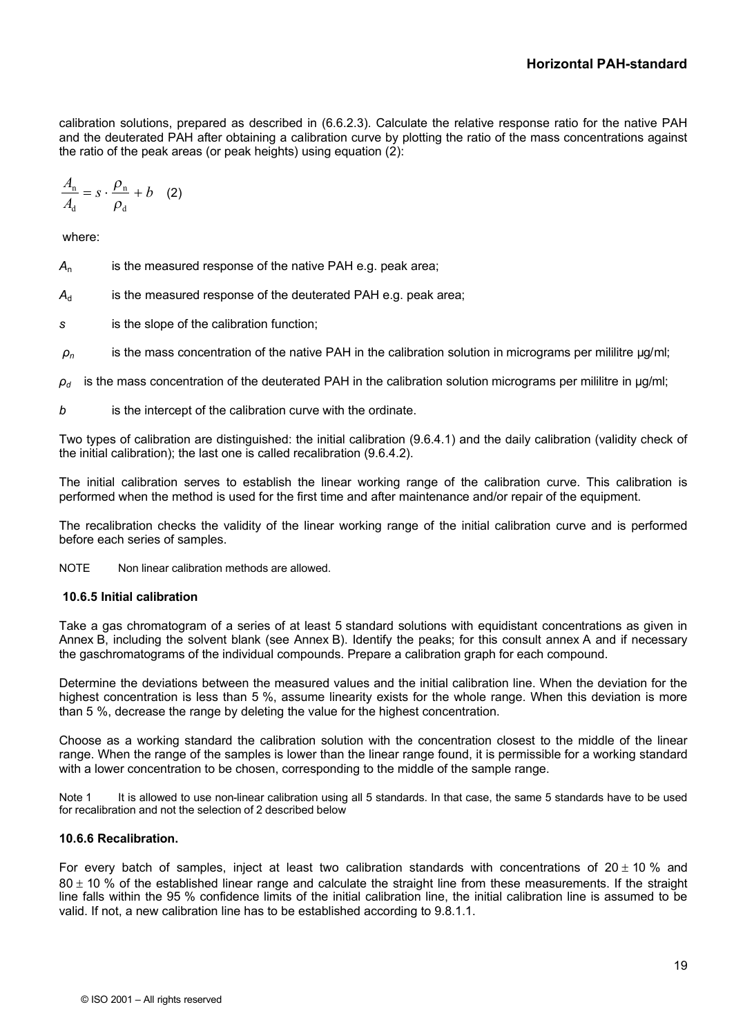calibration solutions, prepared as described in (6.6.2.3). Calculate the relative response ratio for the native PAH and the deuterated PAH after obtaining a calibration curve by plotting the ratio of the mass concentrations against the ratio of the peak areas (or peak heights) using equation (2):

$$\frac{A_n}{A_d} = s \cdot \frac{\rho_n}{\rho_d} + b \quad (2)$$

where:

$A_n$ is the measured response of the native PAH e.g. peak area;

$A_d$ is the measured response of the deuterated PAH e.g. peak area;

$s$ is the slope of the calibration function;

$\rho_n$ is the mass concentration of the native PAH in the calibration solution in micrograms per mililitre µg/ml;

$\rho_d$ is the mass concentration of the deuterated PAH in the calibration solution micrograms per mililitre in µg/ml;

$b$ is the intercept of the calibration curve with the ordinate.

Two types of calibration are distinguished: the initial calibration (9.6.4.1) and the daily calibration (validity check of the initial calibration); the last one is called recalibration (9.6.4.2).

The initial calibration serves to establish the linear working range of the calibration curve. This calibration is performed when the method is used for the first time and after maintenance and/or repair of the equipment.

The recalibration checks the validity of the linear working range of the initial calibration curve and is performed before each series of samples.

NOTE Non linear calibration methods are allowed.

### 10.6.5 Initial calibration

Take a gas chromatogram of a series of at least 5 standard solutions with equidistant concentrations as given in Annex B, including the solvent blank (see Annex B). Identify the peaks; for this consult annex A and if necessary the gaschromatograms of the individual compounds. Prepare a calibration graph for each compound.

Determine the deviations between the measured values and the initial calibration line. When the deviation for the highest concentration is less than 5 %, assume linearity exists for the whole range. When this deviation is more than 5 %, decrease the range by deleting the value for the highest concentration.

Choose as a working standard the calibration solution with the concentration closest to the middle of the linear range. When the range of the samples is lower than the linear range found, it is permissible for a working standard with a lower concentration to be chosen, corresponding to the middle of the sample range.

Note 1 It is allowed to use non-linear calibration using all 5 standards. In that case, the same 5 standards have to be used for recalibration and not the selection of 2 described below

### 10.6.6 Recalibration.

For every batch of samples, inject at least two calibration standards with concentrations of $20 \pm 10$ % and $80 \pm 10$ % of the established linear range and calculate the straight line from these measurements. If the straight line falls within the 95 % confidence limits of the initial calibration line, the initial calibration line is assumed to be valid. If not, a new calibration line has to be established according to 9.8.1.1.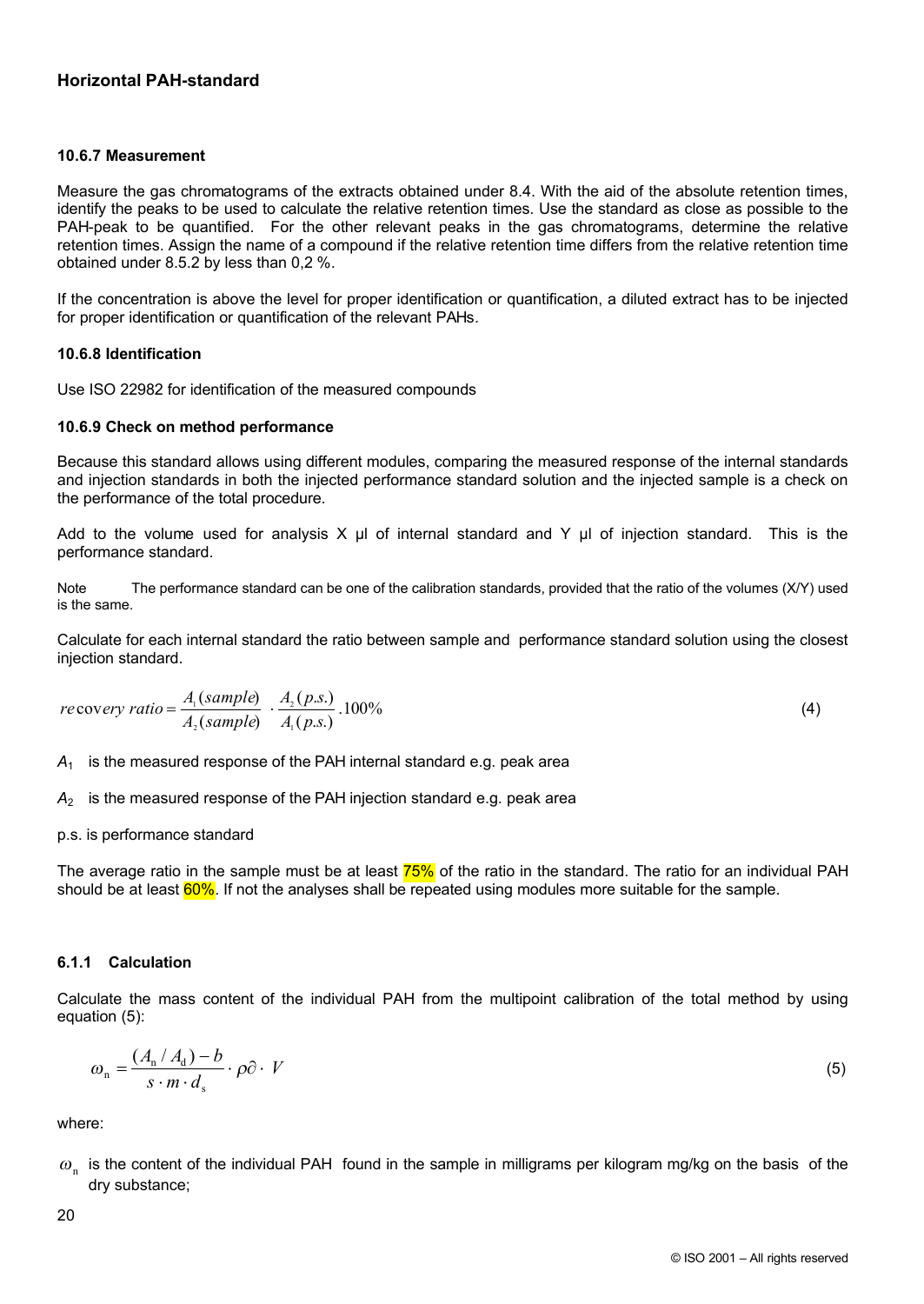#### 10.6.7 Measurement

Measure the gas chromatograms of the extracts obtained under 8.4. With the aid of the absolute retention times, identify the peaks to be used to calculate the relative retention times. Use the standard as close as possible to the PAH-peak to be quantified. For the other relevant peaks in the gas chromatograms, determine the relative retention times. Assign the name of a compound if the relative retention time differs from the relative retention time obtained under 8.5.2 by less than 0,2 %.

If the concentration is above the level for proper identification or quantification, a diluted extract has to be injected for proper identification or quantification of the relevant PAHs.

#### 10.6.8 Identification

Use ISO 22982 for identification of the measured compounds

#### 10.6.9 Check on method performance

Because this standard allows using different modules, comparing the measured response of the internal standards and injection standards in both the injected performance standard solution and the injected sample is a check on the performance of the total procedure.

Add to the volume used for analysis X µl of internal standard and Y µl of injection standard. This is the performance standard.

Note The performance standard can be one of the calibration standards, provided that the ratio of the volumes (X/Y) used is the same.

Calculate for each internal standard the ratio between sample and performance standard solution using the closest injection standard.

$$recovery\ ratio = \frac{A_1(sample)}{A_2(sample)} \cdot \frac{A_2(p.s.)}{A_1(p.s.)} .100\% \tag{4}$$

$A_1$ is the measured response of the PAH internal standard e.g. peak area

$A_2$ is the measured response of the PAH injection standard e.g. peak area

p.s. is performance standard

The average ratio in the sample must be at least 75% of the ratio in the standard. The ratio for an individual PAH should be at least 60%. If not the analyses shall be repeated using modules more suitable for the sample.

#### 6.1.1 Calculation

Calculate the mass content of the individual PAH from the multipoint calibration of the total method by using equation (5):

$$\omega_n = \frac{(A_n / A_d) - b}{s \cdot m \cdot d_s} \cdot \rho\partial \cdot V \tag{5}$$

where:

$\omega_n$ is the content of the individual PAH found in the sample in milligrams per kilogram mg/kg on the basis of the dry substance;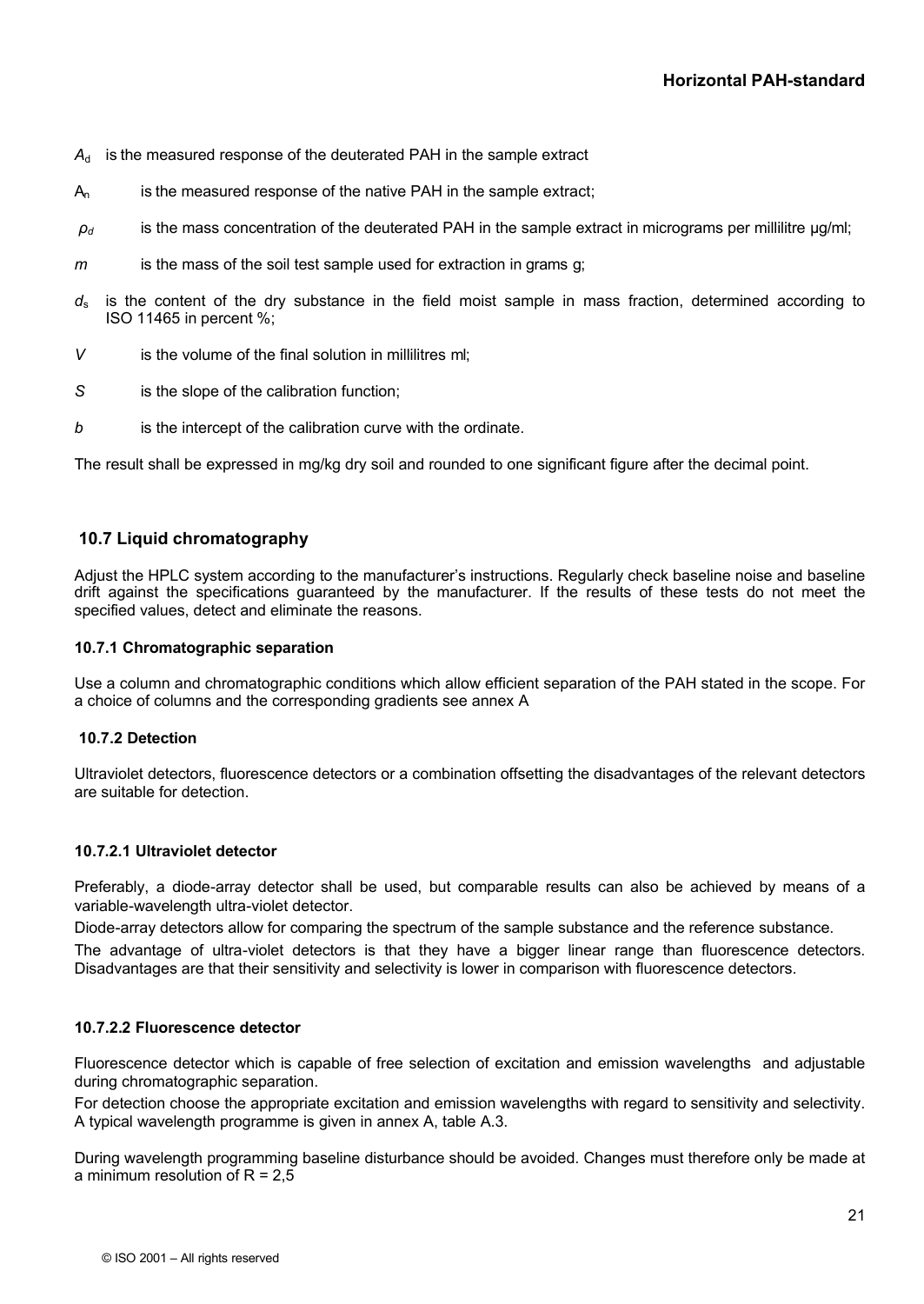$A_d$ is the measured response of the deuterated PAH in the sample extract

$A_n$ is the measured response of the native PAH in the sample extract;

$\rho_d$ is the mass concentration of the deuterated PAH in the sample extract in micrograms per millilitre µg/ml;

$m$ is the mass of the soil test sample used for extraction in grams g;

$d_s$ is the content of the dry substance in the field moist sample in mass fraction, determined according to ISO 11465 in percent %;

$V$ is the volume of the final solution in millilitres ml;

$S$ is the slope of the calibration function;

$b$ is the intercept of the calibration curve with the ordinate.

The result shall be expressed in mg/kg dry soil and rounded to one significant figure after the decimal point.

## 10.7 Liquid chromatography

Adjust the HPLC system according to the manufacturer's instructions. Regularly check baseline noise and baseline drift against the specifications guaranteed by the manufacturer. If the results of these tests do not meet the specified values, detect and eliminate the reasons.

### 10.7.1 Chromatographic separation

Use a column and chromatographic conditions which allow efficient separation of the PAH stated in the scope. For a choice of columns and the corresponding gradients see annex A

### 10.7.2 Detection

Ultraviolet detectors, fluorescence detectors or a combination offsetting the disadvantages of the relevant detectors are suitable for detection.

#### 10.7.2.1 Ultraviolet detector

Preferably, a diode-array detector shall be used, but comparable results can also be achieved by means of a variable-wavelength ultra-violet detector.

Diode-array detectors allow for comparing the spectrum of the sample substance and the reference substance.

The advantage of ultra-violet detectors is that they have a bigger linear range than fluorescence detectors. Disadvantages are that their sensitivity and selectivity is lower in comparison with fluorescence detectors.

#### 10.7.2.2 Fluorescence detector

Fluorescence detector which is capable of free selection of excitation and emission wavelengths and adjustable during chromatographic separation.

For detection choose the appropriate excitation and emission wavelengths with regard to sensitivity and selectivity. A typical wavelength programme is given in annex A, table A.3.

During wavelength programming baseline disturbance should be avoided. Changes must therefore only be made at a minimum resolution of $R = 2{,}5$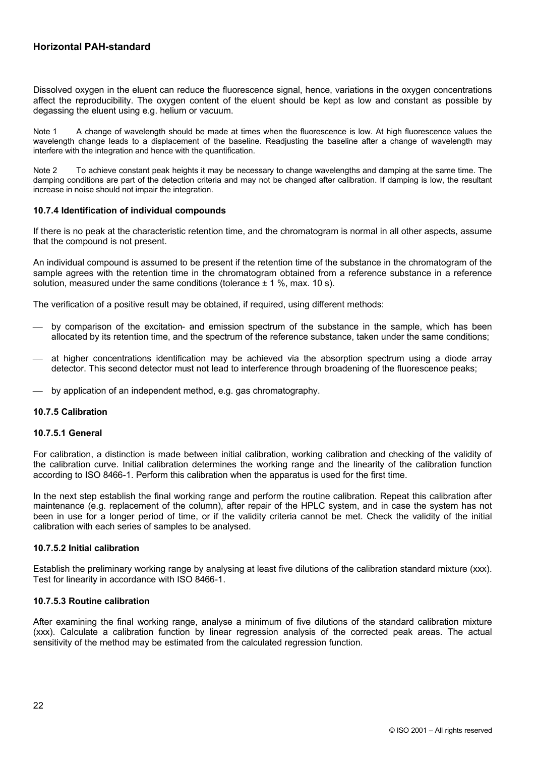Dissolved oxygen in the eluent can reduce the fluorescence signal, hence, variations in the oxygen concentrations affect the reproducibility. The oxygen content of the eluent should be kept as low and constant as possible by degassing the eluent using e.g. helium or vacuum.

Note 1 A change of wavelength should be made at times when the fluorescence is low. At high fluorescence values the wavelength change leads to a displacement of the baseline. Readjusting the baseline after a change of wavelength may interfere with the integration and hence with the quantification.

Note 2 To achieve constant peak heights it may be necessary to change wavelengths and damping at the same time. The damping conditions are part of the detection criteria and may not be changed after calibration. If damping is low, the resultant increase in noise should not impair the integration.

### 10.7.4 Identification of individual compounds

If there is no peak at the characteristic retention time, and the chromatogram is normal in all other aspects, assume that the compound is not present.

An individual compound is assumed to be present if the retention time of the substance in the chromatogram of the sample agrees with the retention time in the chromatogram obtained from a reference substance in a reference solution, measured under the same conditions (tolerance ± 1 %, max. 10 s).

The verification of a positive result may be obtained, if required, using different methods:

- by comparison of the excitation- and emission spectrum of the substance in the sample, which has been allocated by its retention time, and the spectrum of the reference substance, taken under the same conditions;
- at higher concentrations identification may be achieved via the absorption spectrum using a diode array detector. This second detector must not lead to interference through broadening of the fluorescence peaks;
- by application of an independent method, e.g. gas chromatography.

### 10.7.5 Calibration

#### 10.7.5.1 General

For calibration, a distinction is made between initial calibration, working calibration and checking of the validity of the calibration curve. Initial calibration determines the working range and the linearity of the calibration function according to ISO 8466-1. Perform this calibration when the apparatus is used for the first time.

In the next step establish the final working range and perform the routine calibration. Repeat this calibration after maintenance (e.g. replacement of the column), after repair of the HPLC system, and in case the system has not been in use for a longer period of time, or if the validity criteria cannot be met. Check the validity of the initial calibration with each series of samples to be analysed.

#### 10.7.5.2 Initial calibration

Establish the preliminary working range by analysing at least five dilutions of the calibration standard mixture (xxx). Test for linearity in accordance with ISO 8466-1.

#### 10.7.5.3 Routine calibration

After examining the final working range, analyse a minimum of five dilutions of the standard calibration mixture (xxx). Calculate a calibration function by linear regression analysis of the corrected peak areas. The actual sensitivity of the method may be estimated from the calculated regression function.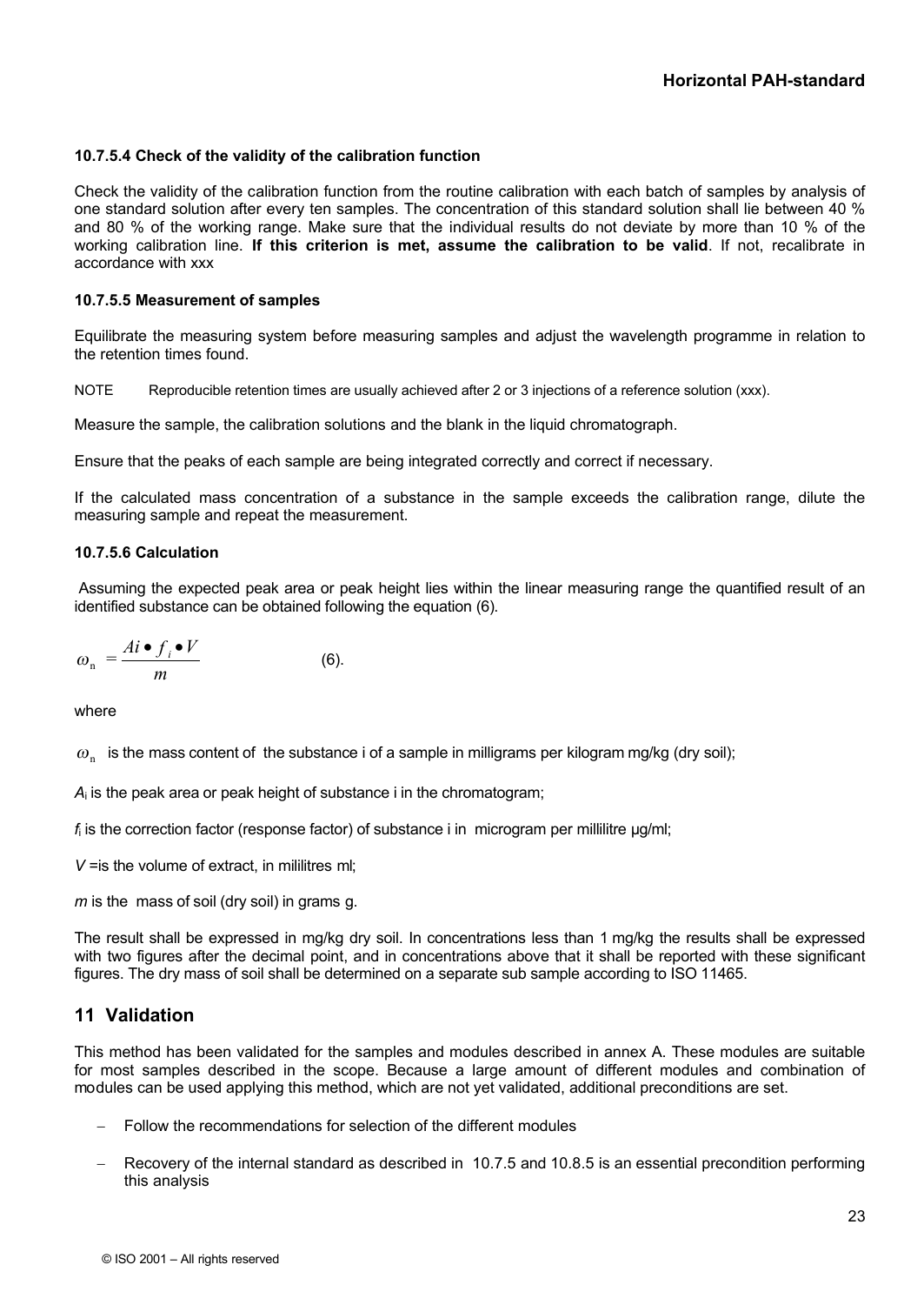#### 10.7.5.4 Check of the validity of the calibration function

Check the validity of the calibration function from the routine calibration with each batch of samples by analysis of one standard solution after every ten samples. The concentration of this standard solution shall lie between 40 % and 80 % of the working range. Make sure that the individual results do not deviate by more than 10 % of the working calibration line. **If this criterion is met, assume the calibration to be valid**. If not, recalibrate in accordance with xxx

#### 10.7.5.5 Measurement of samples

Equilibrate the measuring system before measuring samples and adjust the wavelength programme in relation to the retention times found.

NOTE Reproducible retention times are usually achieved after 2 or 3 injections of a reference solution (xxx).

Measure the sample, the calibration solutions and the blank in the liquid chromatograph.

Ensure that the peaks of each sample are being integrated correctly and correct if necessary.

If the calculated mass concentration of a substance in the sample exceeds the calibration range, dilute the measuring sample and repeat the measurement.

#### 10.7.5.6 Calculation

Assuming the expected peak area or peak height lies within the linear measuring range the quantified result of an identified substance can be obtained following the equation (6).

$$\omega_{\mathrm{n}} = \frac{Ai \bullet f_i \bullet V}{m} \qquad (6).$$

where

$\omega_{\mathrm{n}}$ is the mass content of the substance i of a sample in milligrams per kilogram mg/kg (dry soil);

$A_i$ is the peak area or peak height of substance i in the chromatogram;

$f_i$ is the correction factor (response factor) of substance i in microgram per millilitre µg/ml;

$V$ =is the volume of extract, in mililitres ml;

$m$ is the mass of soil (dry soil) in grams g.

The result shall be expressed in mg/kg dry soil. In concentrations less than 1 mg/kg the results shall be expressed with two figures after the decimal point, and in concentrations above that it shall be reported with these significant figures. The dry mass of soil shall be determined on a separate sub sample according to ISO 11465.

## 11 Validation

This method has been validated for the samples and modules described in annex A. These modules are suitable for most samples described in the scope. Because a large amount of different modules and combination of modules can be used applying this method, which are not yet validated, additional preconditions are set.

- Follow the recommendations for selection of the different modules
- Recovery of the internal standard as described in 10.7.5 and 10.8.5 is an essential precondition performing this analysis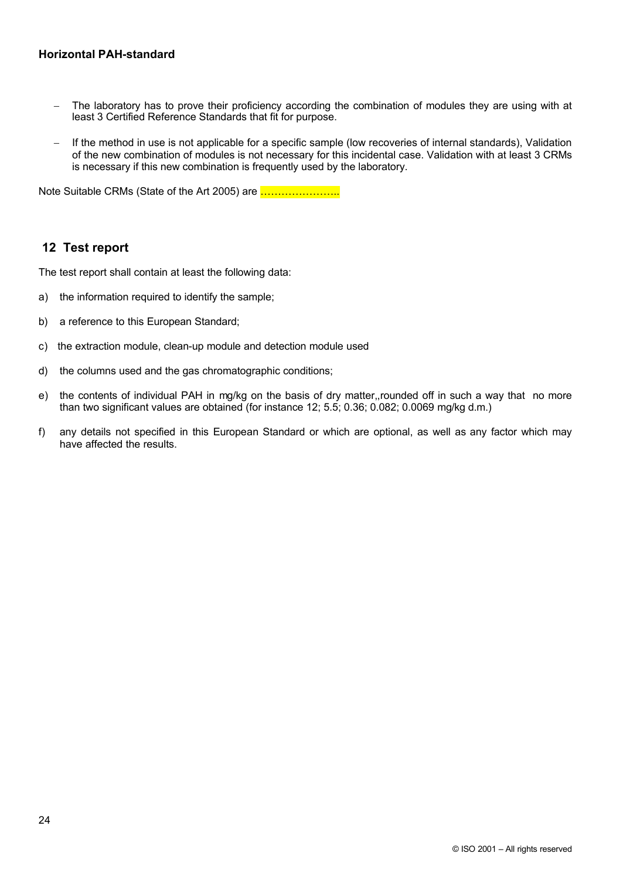- The laboratory has to prove their proficiency according the combination of modules they are using with at least 3 Certified Reference Standards that fit for purpose.

- If the method in use is not applicable for a specific sample (low recoveries of internal standards), Validation of the new combination of modules is not necessary for this incidental case. Validation with at least 3 CRMs is necessary if this new combination is frequently used by the laboratory.

Note Suitable CRMs (State of the Art 2005) are …………………..

## 12 Test report

The test report shall contain at least the following data:

a) the information required to identify the sample;

b) a reference to this European Standard;

c) the extraction module, clean-up module and detection module used

d) the columns used and the gas chromatographic conditions;

e) the contents of individual PAH in mg/kg on the basis of dry matter,,rounded off in such a way that no more than two significant values are obtained (for instance 12; 5.5; 0.36; 0.082; 0.0069 mg/kg d.m.)

f) any details not specified in this European Standard or which are optional, as well as any factor which may have affected the results.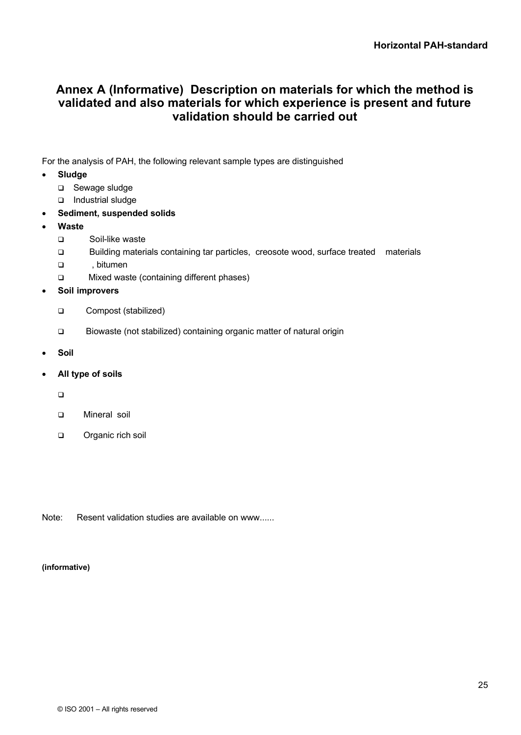## Annex A (Informative) Description on materials for which the method is validated and also materials for which experience is present and future validation should be carried out

For the analysis of PAH, the following relevant sample types are distinguished

- **Sludge**
  - Sewage sludge
  - Industrial sludge
- **Sediment, suspended solids**
- **Waste**
  - Soil-like waste
  - Building materials containing tar particles, creosote wood, surface treated materials
  - , bitumen
  - Mixed waste (containing different phases)
- **Soil improvers**
  - Compost (stabilized)
  - Biowaste (not stabilized) containing organic matter of natural origin
- **Soil**
- **All type of soils**
  - 
  - Mineral soil
  - Organic rich soil

Note: Resent validation studies are available on www......

**(informative)**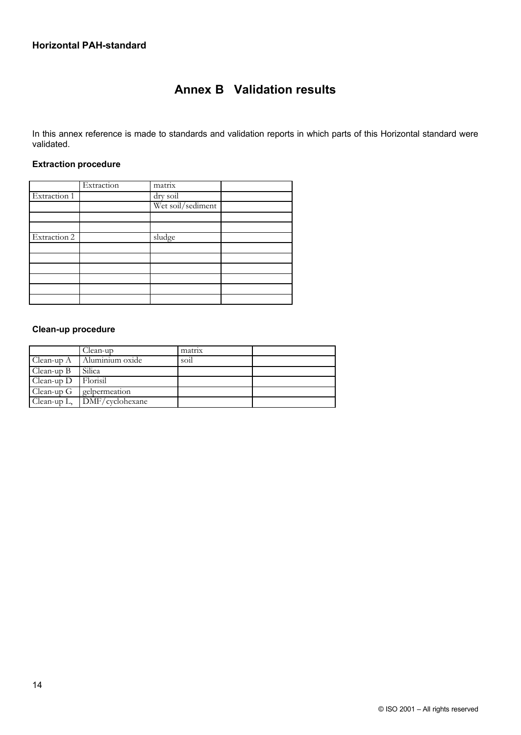# Annex B Validation results

In this annex reference is made to standards and validation reports in which parts of this Horizontal standard were validated.

### Extraction procedure

| | Extraction | matrix | |
|---|---|---|---|
| Extraction 1 | | dry soil | |
| | | Wet soil/sediment | |
| | | | |
| | | | |
| Extraction 2 | | sludge | |
| | | | |
| | | | |
| | | | |
| | | | |
| | | | |
| | | | |

### Clean-up procedure

| | Clean-up | matrix | |
|---|---|---|---|
| Clean-up A | Aluminium oxide | soil | |
| Clean-up B | Silica | | |
| Clean-up D | Florisil | | |
| Clean-up G | gelpermeation | | |
| Clean-up L, | DMF/cyclohexane | | |